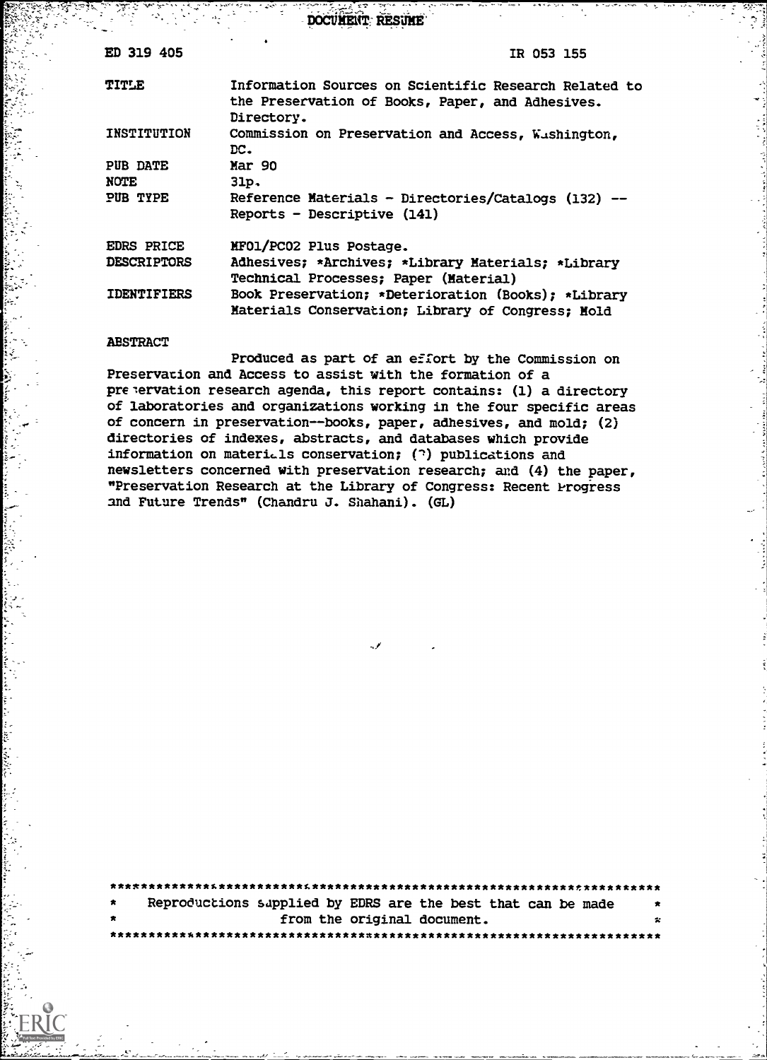# DOCUMENT RESUME

ED 319 405 IR 053 155

| | |
|---|---|
| TITLE | Information Sources on Scientific Research Related to the Preservation of Books, Paper, and Adhesives. Directory. |
| INSTITUTION | Commission on Preservation and Access, Washington, DC. |
| PUB DATE | Mar 90 |
| NOTE | 31p. |
| PUB TYPE | Reference Materials - Directories/Catalogs (132) -- Reports - Descriptive (141) |
| EDRS PRICE | MF01/PC02 Plus Postage. |
| DESCRIPTORS | Adhesives; *Archives; *Library Materials; *Library Technical Processes; Paper (Material) |
| IDENTIFIERS | Book Preservation; *Deterioration (Books); *Library Materials Conservation; Library of Congress; Mold |

ABSTRACT

Produced as part of an effort by the Commission on Preservation and Access to assist with the formation of a preservation research agenda, this report contains: (1) a directory of laboratories and organizations working in the four specific areas of concern in preservation--books, paper, adhesives, and mold; (2) directories of indexes, abstracts, and databases which provide information on materials conservation; (3) publications and newsletters concerned with preservation research; and (4) the paper, "Preservation Research at the Library of Congress: Recent Progress and Future Trends" (Chandru J. Shahani). (GL)

***********************************************************************
* Reproductions supplied by EDRS are the best that can be made *
* from the original document. *
***********************************************************************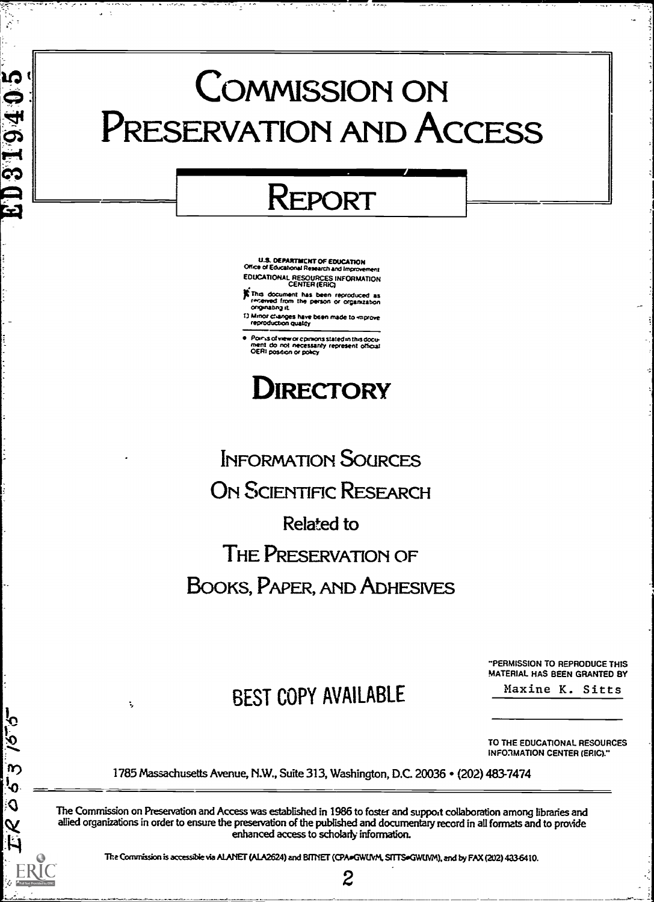# Commission on Preservation and Access

## Report

U.S. DEPARTMENT OF EDUCATION
Office of Educational Research and Improvement
EDUCATIONAL RESOURCES INFORMATION CENTER (ERIC)

- This document has been reproduced as received from the person or organization originating it.
- Minor changes have been made to improve reproduction quality
- Points of view or opinions stated in this document do not necessarily represent official OERI position or policy

# Directory

## Information Sources On Scientific Research Related to The Preservation of Books, Paper, and Adhesives

BEST COPY AVAILABLE

"PERMISSION TO REPRODUCE THIS MATERIAL HAS BEEN GRANTED BY Maxine K. Sitts TO THE EDUCATIONAL RESOURCES INFORMATION CENTER (ERIC)."

1785 Massachusetts Avenue, N.W., Suite 313, Washington, D.C. 20036 • (202) 483-7474

The Commission on Preservation and Access was established in 1986 to foster and support collaboration among libraries and allied organizations in order to ensure the preservation of the published and documentary record in all formats and to provide enhanced access to scholarly information.

The Commission is accessible via ALANET (ALA2624) and BITNET (CPA@GWUVM, SITTS@GWUVM), and by FAX (202) 483-6410.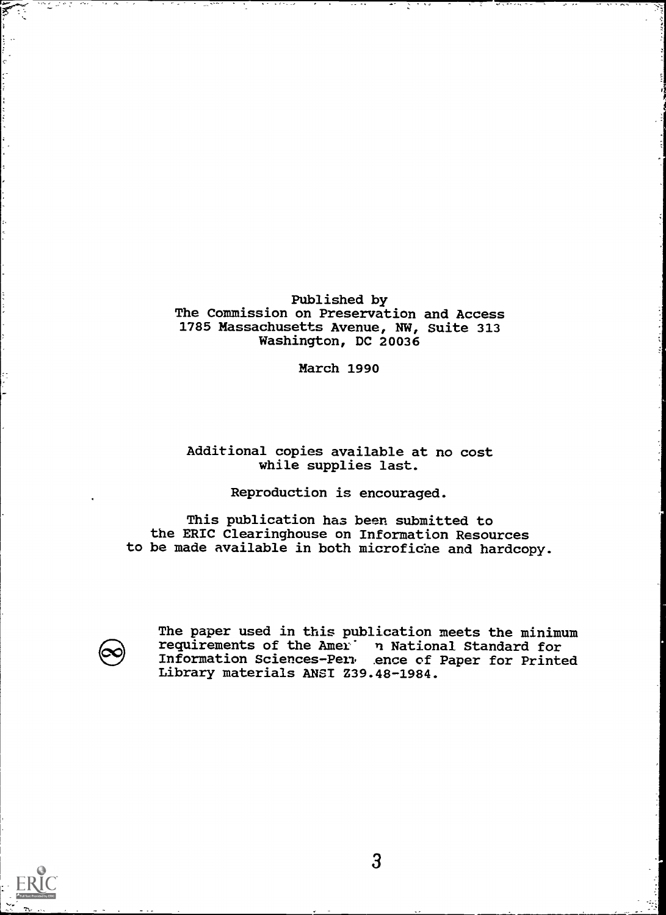Published by
The Commission on Preservation and Access
1785 Massachusetts Avenue, NW, Suite 313
Washington, DC 20036

March 1990

Additional copies available at no cost
while supplies last.

Reproduction is encouraged.

This publication has been submitted to
the ERIC Clearinghouse on Information Resources
to be made available in both microfiche and hardcopy.

The paper used in this publication meets the minimum requirements of the Amer' n National Standard for Information Sciences-Pen .ence of Paper for Printed Library materials ANSI Z39.48-1984.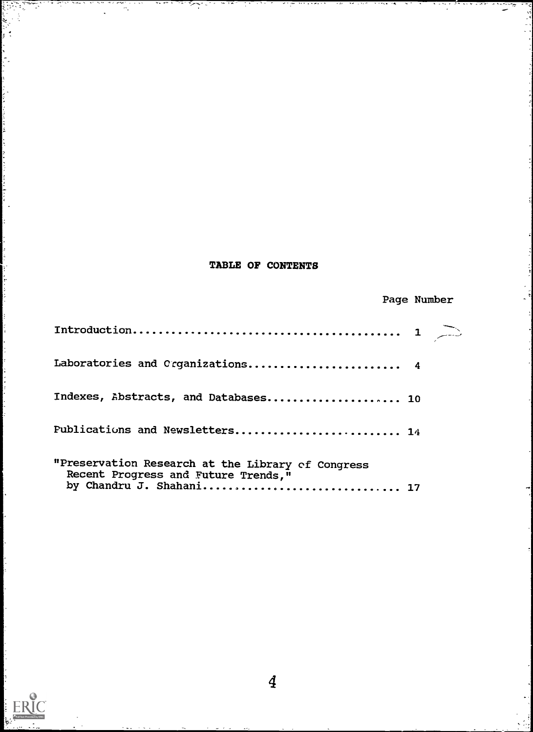# TABLE OF CONTENTS

| | Page Number |
|---|---|
| Introduction | 1 |
| Laboratories and Organizations | 4 |
| Indexes, Abstracts, and Databases | 10 |
| Publications and Newsletters | 14 |
| "Preservation Research at the Library of Congress Recent Progress and Future Trends," by Chandru J. Shahani | 17 |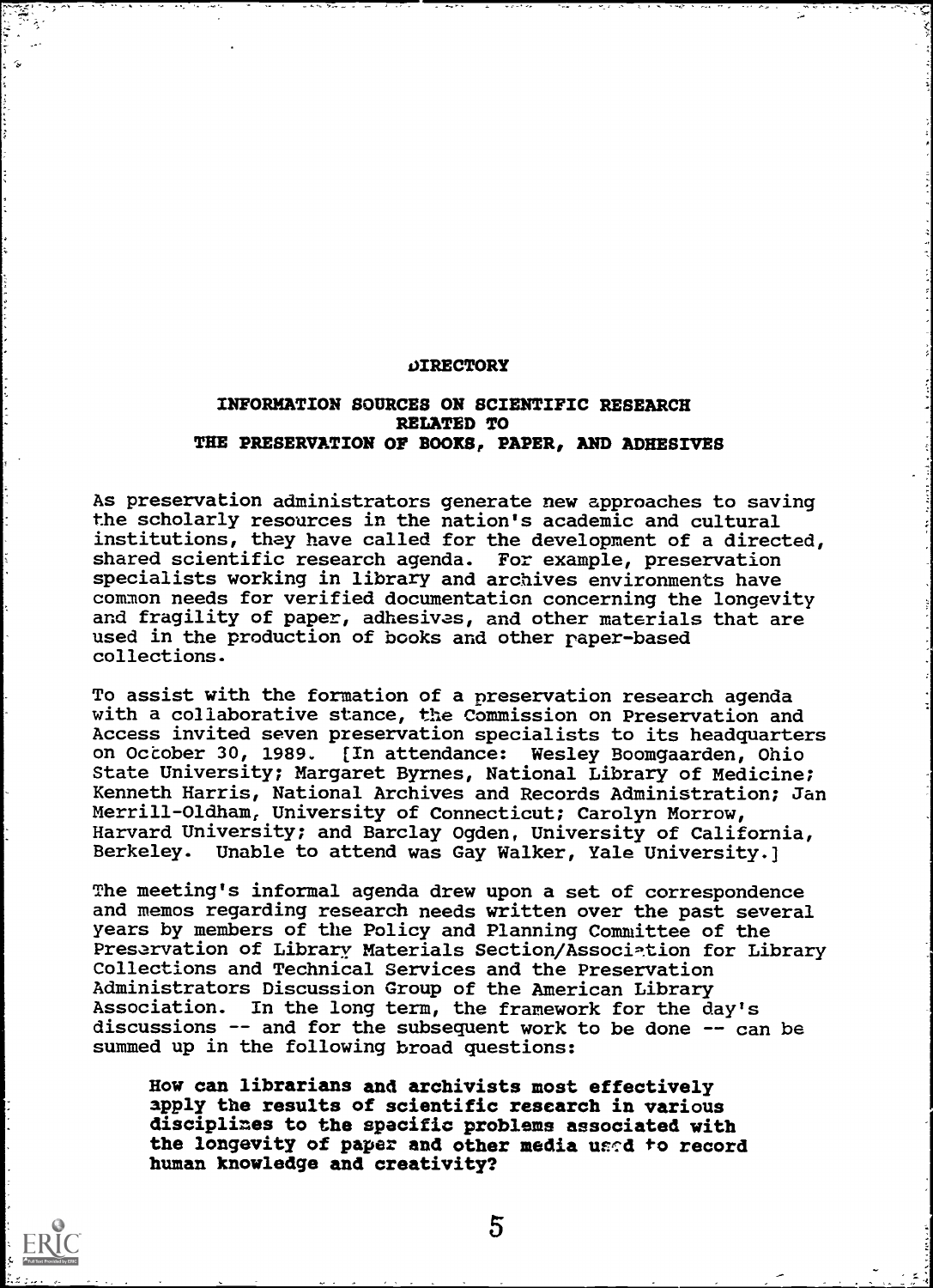# DIRECTORY

## INFORMATION SOURCES ON SCIENTIFIC RESEARCH RELATED TO THE PRESERVATION OF BOOKS, PAPER, AND ADHESIVES

As preservation administrators generate new approaches to saving the scholarly resources in the nation's academic and cultural institutions, they have called for the development of a directed, shared scientific research agenda. For example, preservation specialists working in library and archives environments have common needs for verified documentation concerning the longevity and fragility of paper, adhesives, and other materials that are used in the production of books and other paper-based collections.

To assist with the formation of a preservation research agenda with a collaborative stance, the Commission on Preservation and Access invited seven preservation specialists to its headquarters on October 30, 1989. [In attendance: Wesley Boomgaarden, Ohio State University; Margaret Byrnes, National Library of Medicine; Kenneth Harris, National Archives and Records Administration; Jan Merrill-Oldham, University of Connecticut; Carolyn Morrow, Harvard University; and Barclay Ogden, University of California, Berkeley. Unable to attend was Gay Walker, Yale University.]

The meeting's informal agenda drew upon a set of correspondence and memos regarding research needs written over the past several years by members of the Policy and Planning Committee of the Preservation of Library Materials Section/Association for Library Collections and Technical Services and the Preservation Administrators Discussion Group of the American Library Association. In the long term, the framework for the day's discussions -- and for the subsequent work to be done -- can be summed up in the following broad questions:

> **How can librarians and archivists most effectively apply the results of scientific research in various disciplines to the specific problems associated with the longevity of paper and other media used to record human knowledge and creativity?**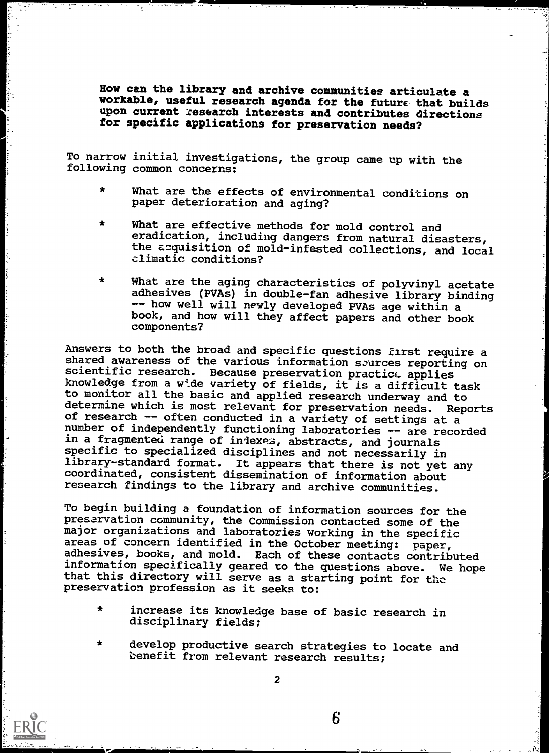**How can the library and archive communities articulate a workable, useful research agenda for the future that builds upon current research interests and contributes directions for specific applications for preservation needs?**

To narrow initial investigations, the group came up with the following common concerns:

- What are the effects of environmental conditions on paper deterioration and aging?
- What are effective methods for mold control and eradication, including dangers from natural disasters, the acquisition of mold-infested collections, and local climatic conditions?
- What are the aging characteristics of polyvinyl acetate adhesives (PVAs) in double-fan adhesive library binding -- how well will newly developed PVAs age within a book, and how will they affect papers and other book components?

Answers to both the broad and specific questions first require a shared awareness of the various information sources reporting on scientific research. Because preservation practice applies knowledge from a wide variety of fields, it is a difficult task to monitor all the basic and applied research underway and to determine which is most relevant for preservation needs. Reports of research -- often conducted in a variety of settings at a number of independently functioning laboratories -- are recorded in a fragmented range of indexes, abstracts, and journals specific to specialized disciplines and not necessarily in library-standard format. It appears that there is not yet any coordinated, consistent dissemination of information about research findings to the library and archive communities.

To begin building a foundation of information sources for the preservation community, the Commission contacted some of the major organizations and laboratories working in the specific areas of concern identified in the October meeting: paper, adhesives, books, and mold. Each of these contacts contributed information specifically geared to the questions above. We hope that this directory will serve as a starting point for the preservation profession as it seeks to:

- increase its knowledge base of basic research in disciplinary fields;
- develop productive search strategies to locate and benefit from relevant research results;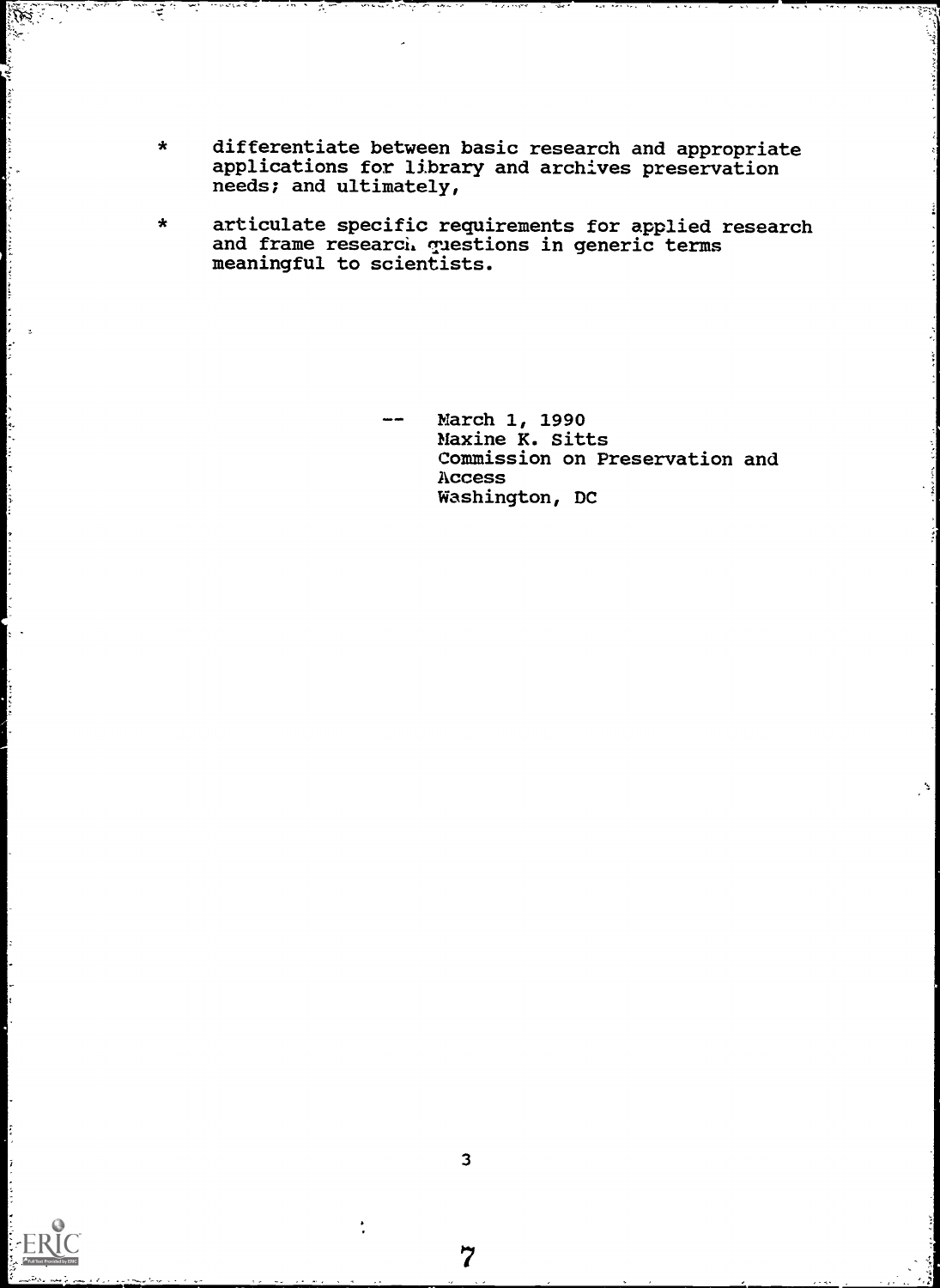* differentiate between basic research and appropriate applications for library and archives preservation needs; and ultimately,

* articulate specific requirements for applied research and frame research questions in generic terms meaningful to scientists.

-- March 1, 1990
Maxine K. Sitts
Commission on Preservation and Access
Washington, DC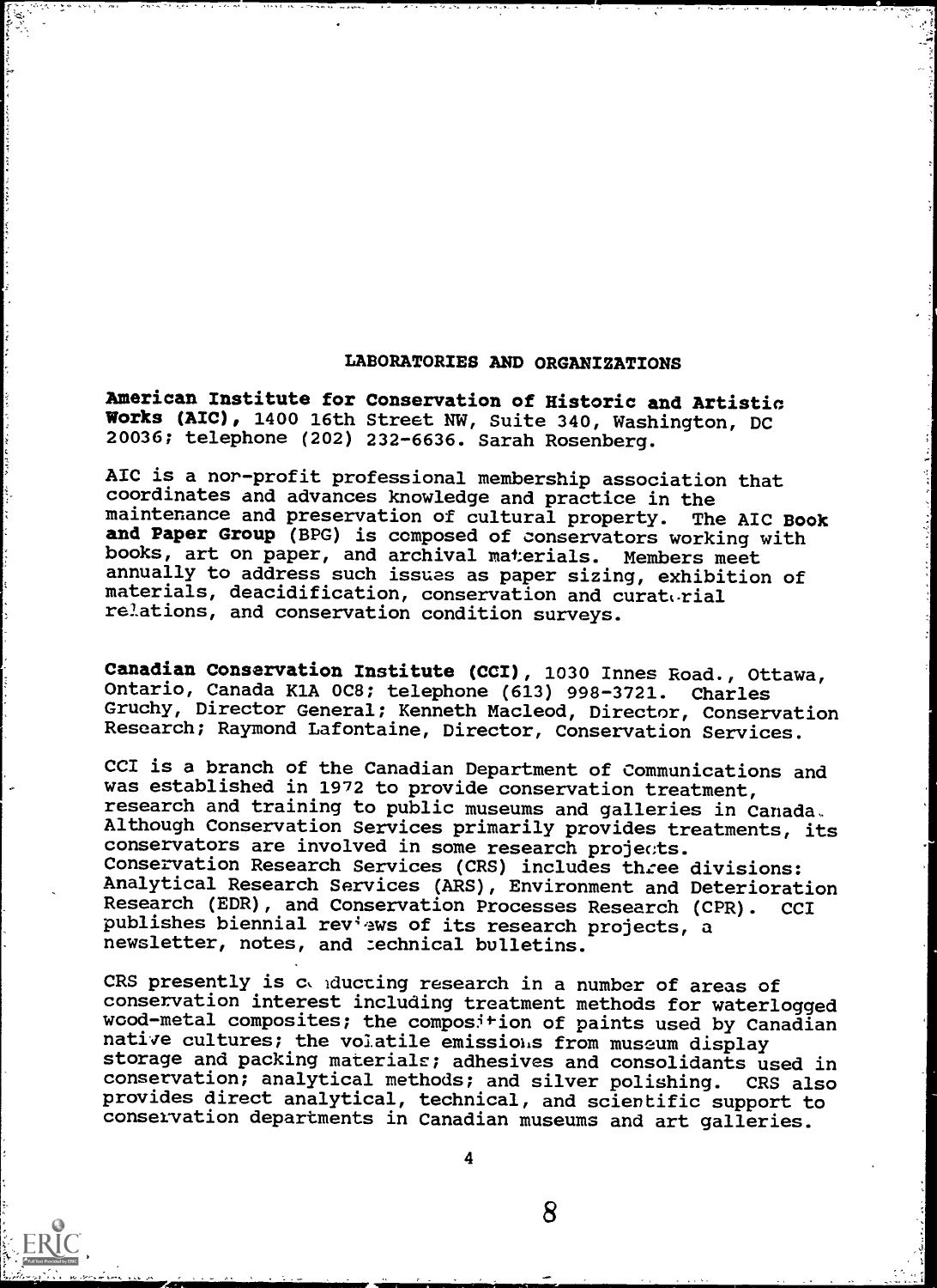## LABORATORIES AND ORGANIZATIONS

**American Institute for Conservation of Historic and Artistic Works (AIC)**, 1400 16th Street NW, Suite 340, Washington, DC 20036; telephone (202) 232-6636. Sarah Rosenberg.

AIC is a non-profit professional membership association that coordinates and advances knowledge and practice in the maintenance and preservation of cultural property. The AIC **Book and Paper Group** (BPG) is composed of conservators working with books, art on paper, and archival materials. Members meet annually to address such issues as paper sizing, exhibition of materials, deacidification, conservation and curatorial relations, and conservation condition surveys.

**Canadian Conservation Institute (CCI)**, 1030 Innes Road., Ottawa, Ontario, Canada K1A 0C8; telephone (613) 998-3721. Charles Gruchy, Director General; Kenneth Macleod, Director, Conservation Research; Raymond Lafontaine, Director, Conservation Services.

CCI is a branch of the Canadian Department of Communications and was established in 1972 to provide conservation treatment, research and training to public museums and galleries in Canada. Although Conservation Services primarily provides treatments, its conservators are involved in some research projects. Conservation Research Services (CRS) includes three divisions: Analytical Research Services (ARS), Environment and Deterioration Research (EDR), and Conservation Processes Research (CPR). CCI publishes biennial reviews of its research projects, a newsletter, notes, and technical bulletins.

CRS presently is conducting research in a number of areas of conservation interest including treatment methods for waterlogged wood-metal composites; the composition of paints used by Canadian native cultures; the volatile emissions from museum display storage and packing materials; adhesives and consolidants used in conservation; analytical methods; and silver polishing. CRS also provides direct analytical, technical, and scientific support to conservation departments in Canadian museums and art galleries.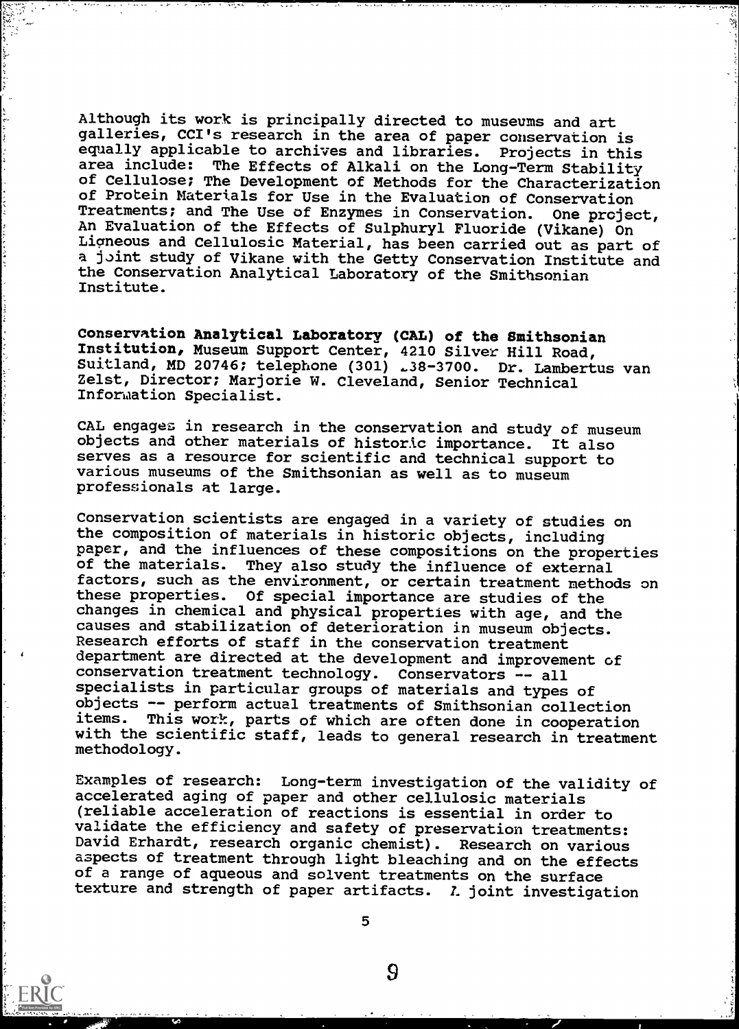Although its work is principally directed to museums and art galleries, CCI's research in the area of paper conservation is equally applicable to archives and libraries. Projects in this area include: The Effects of Alkali on the Long-Term Stability of Cellulose; The Development of Methods for the Characterization of Protein Materials for Use in the Evaluation of Conservation Treatments; and The Use of Enzymes in Conservation. One project, An Evaluation of the Effects of Sulphuryl Fluoride (Vikane) On Ligneous and Cellulosic Material, has been carried out as part of a joint study of Vikane with the Getty Conservation Institute and the Conservation Analytical Laboratory of the Smithsonian Institute.

**Conservation Analytical Laboratory (CAL) of the Smithsonian Institution,** Museum Support Center, 4210 Silver Hill Road, Suitland, MD 20746; telephone (301) 238-3700. Dr. Lambertus van Zelst, Director; Marjorie W. Cleveland, Senior Technical Information Specialist.

CAL engages in research in the conservation and study of museum objects and other materials of historic importance. It also serves as a resource for scientific and technical support to various museums of the Smithsonian as well as to museum professionals at large.

Conservation scientists are engaged in a variety of studies on the composition of materials in historic objects, including paper, and the influences of these compositions on the properties of the materials. They also study the influence of external factors, such as the environment, or certain treatment methods on these properties. Of special importance are studies of the changes in chemical and physical properties with age, and the causes and stabilization of deterioration in museum objects. Research efforts of staff in the conservation treatment department are directed at the development and improvement of conservation treatment technology. Conservators -- all specialists in particular groups of materials and types of objects -- perform actual treatments of Smithsonian collection items. This work, parts of which are often done in cooperation with the scientific staff, leads to general research in treatment methodology.

Examples of research: Long-term investigation of the validity of accelerated aging of paper and other cellulosic materials (reliable acceleration of reactions is essential in order to validate the efficiency and safety of preservation treatments: David Erhardt, research organic chemist). Research on various aspects of treatment through light bleaching and on the effects of a range of aqueous and solvent treatments on the surface texture and strength of paper artifacts. A joint investigation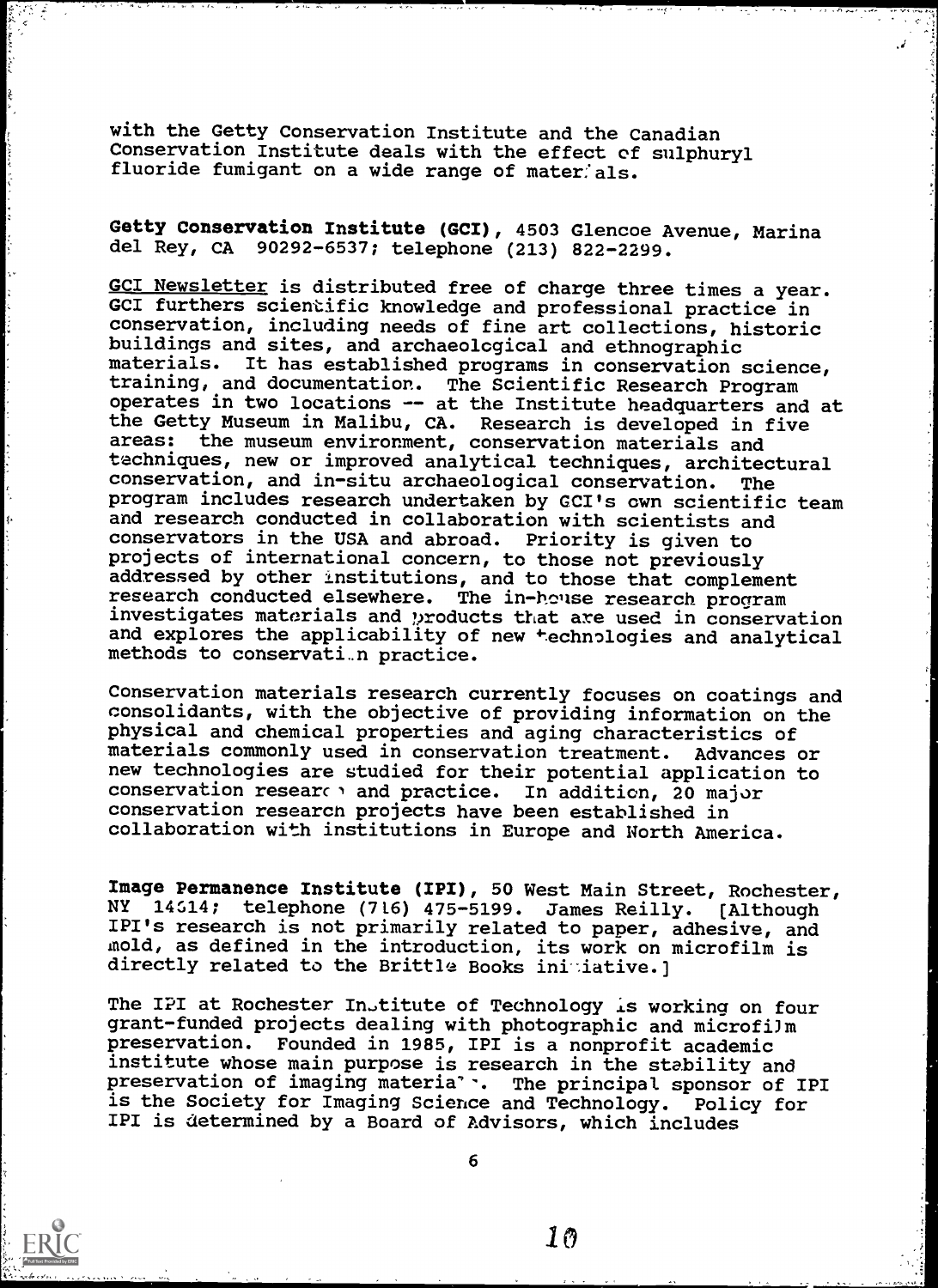with the Getty Conservation Institute and the Canadian Conservation Institute deals with the effect of sulphuryl fluoride fumigant on a wide range of materials.

**Getty Conservation Institute (GCI)**, 4503 Glencoe Avenue, Marina del Rey, CA 90292-6537; telephone (213) 822-2299.

GCI Newsletter is distributed free of charge three times a year. GCI furthers scientific knowledge and professional practice in conservation, including needs of fine art collections, historic buildings and sites, and archaeological and ethnographic materials. It has established programs in conservation science, training, and documentation. The Scientific Research Program operates in two locations -- at the Institute headquarters and at the Getty Museum in Malibu, CA. Research is developed in five areas: the museum environment, conservation materials and techniques, new or improved analytical techniques, architectural conservation, and in-situ archaeological conservation. The program includes research undertaken by GCI's own scientific team and research conducted in collaboration with scientists and conservators in the USA and abroad. Priority is given to projects of international concern, to those not previously addressed by other institutions, and to those that complement research conducted elsewhere. The in-house research program investigates materials and products that are used in conservation and explores the applicability of new technologies and analytical methods to conservation practice.

Conservation materials research currently focuses on coatings and consolidants, with the objective of providing information on the physical and chemical properties and aging characteristics of materials commonly used in conservation treatment. Advances or new technologies are studied for their potential application to conservation research and practice. In addition, 20 major conservation research projects have been established in collaboration with institutions in Europe and North America.

**Image Permanence Institute (IPI)**, 50 West Main Street, Rochester, NY 14614; telephone (716) 475-5199. James Reilly. [Although IPI's research is not primarily related to paper, adhesive, and mold, as defined in the introduction, its work on microfilm is directly related to the Brittle Books initiative.]

The IPI at Rochester Institute of Technology is working on four grant-funded projects dealing with photographic and microfilm preservation. Founded in 1985, IPI is a nonprofit academic institute whose main purpose is research in the stability and preservation of imaging materials. The principal sponsor of IPI is the Society for Imaging Science and Technology. Policy for IPI is determined by a Board of Advisors, which includes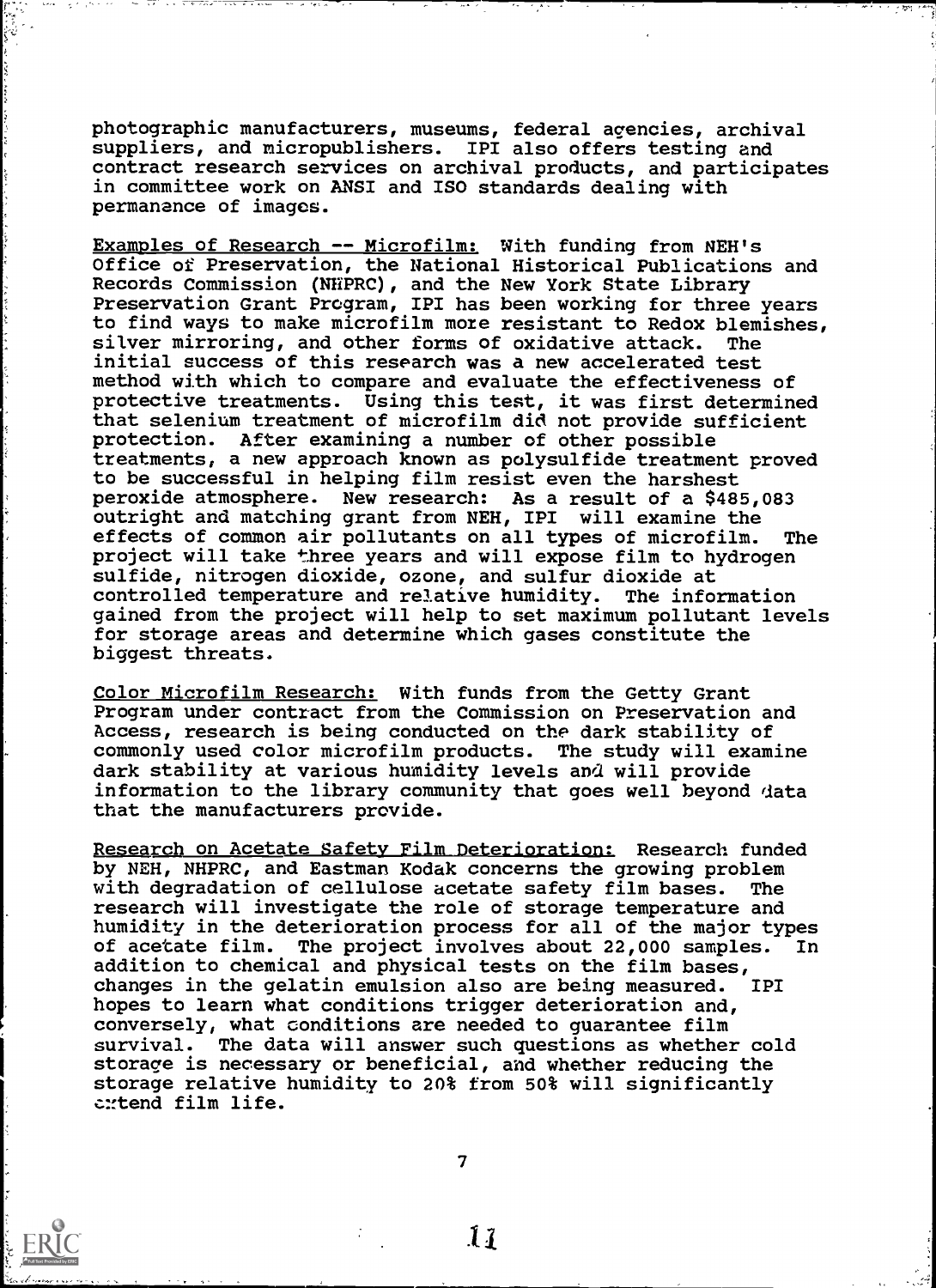photographic manufacturers, museums, federal agencies, archival suppliers, and micropublishers. IPI also offers testing and contract research services on archival products, and participates in committee work on ANSI and ISO standards dealing with permanence of images.

Examples of Research -- Microfilm: With funding from NEH's Office of Preservation, the National Historical Publications and Records Commission (NHPRC), and the New York State Library Preservation Grant Program, IPI has been working for three years to find ways to make microfilm more resistant to Redox blemishes, silver mirroring, and other forms of oxidative attack. The initial success of this research was a new accelerated test method with which to compare and evaluate the effectiveness of protective treatments. Using this test, it was first determined that selenium treatment of microfilm did not provide sufficient protection. After examining a number of other possible treatments, a new approach known as polysulfide treatment proved to be successful in helping film resist even the harshest peroxide atmosphere. New research: As a result of a $485,083 outright and matching grant from NEH, IPI will examine the effects of common air pollutants on all types of microfilm. The project will take three years and will expose film to hydrogen sulfide, nitrogen dioxide, ozone, and sulfur dioxide at controlled temperature and relative humidity. The information gained from the project will help to set maximum pollutant levels for storage areas and determine which gases constitute the biggest threats.

Color Microfilm Research: With funds from the Getty Grant Program under contract from the Commission on Preservation and Access, research is being conducted on the dark stability of commonly used color microfilm products. The study will examine dark stability at various humidity levels and will provide information to the library community that goes well beyond data that the manufacturers provide.

Research on Acetate Safety Film Deterioration: Research funded by NEH, NHPRC, and Eastman Kodak concerns the growing problem with degradation of cellulose acetate safety film bases. The research will investigate the role of storage temperature and humidity in the deterioration process for all of the major types of acetate film. The project involves about 22,000 samples. In addition to chemical and physical tests on the film bases, changes in the gelatin emulsion also are being measured. IPI hopes to learn what conditions trigger deterioration and, conversely, what conditions are needed to guarantee film survival. The data will answer such questions as whether cold storage is necessary or beneficial, and whether reducing the storage relative humidity to 20% from 50% will significantly extend film life.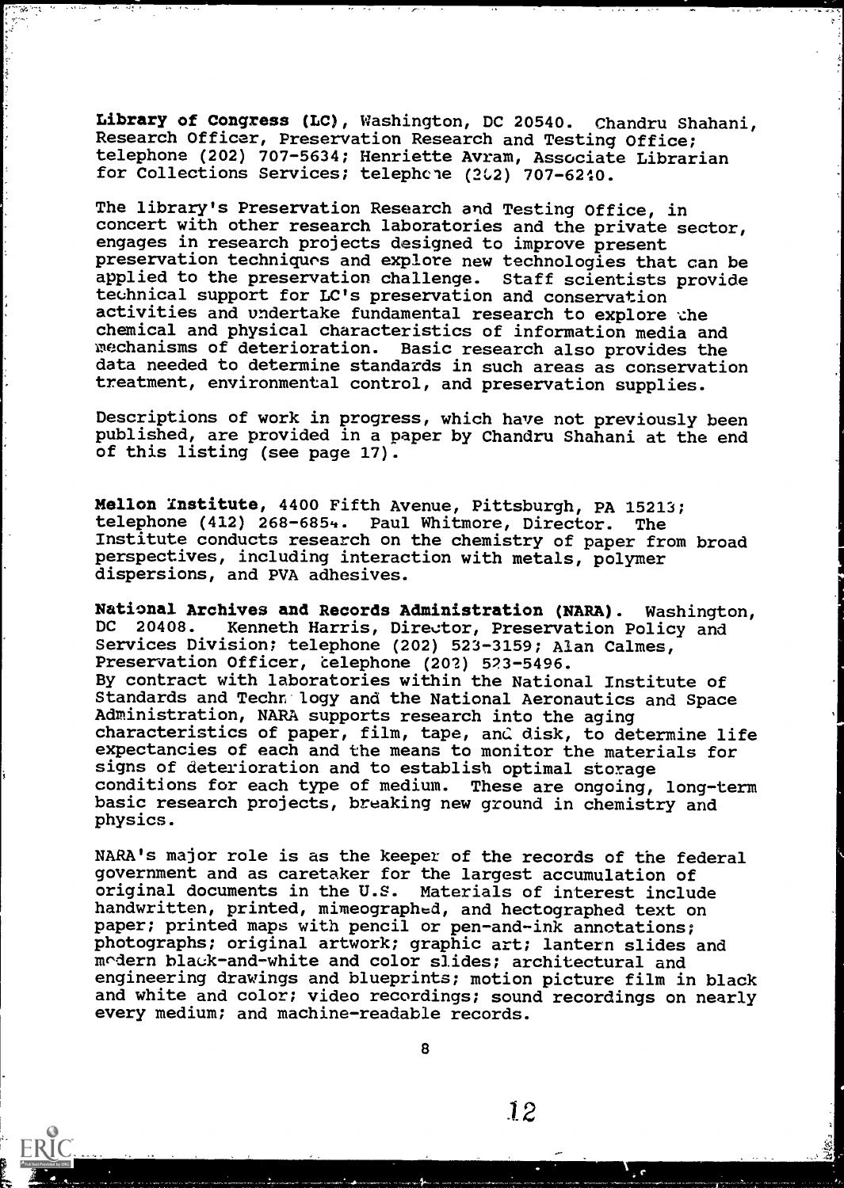**Library of Congress (LC)**, Washington, DC 20540. Chandru Shahani, Research Officer, Preservation Research and Testing Office; telephone (202) 707-5634; Henriette Avram, Associate Librarian for Collections Services; telephone (202) 707-6240.

The library's Preservation Research and Testing Office, in concert with other research laboratories and the private sector, engages in research projects designed to improve present preservation techniques and explore new technologies that can be applied to the preservation challenge. Staff scientists provide technical support for LC's preservation and conservation activities and undertake fundamental research to explore the chemical and physical characteristics of information media and mechanisms of deterioration. Basic research also provides the data needed to determine standards in such areas as conservation treatment, environmental control, and preservation supplies.

Descriptions of work in progress, which have not previously been published, are provided in a paper by Chandru Shahani at the end of this listing (see page 17).

**Mellon Institute**, 4400 Fifth Avenue, Pittsburgh, PA 15213; telephone (412) 268-6854. Paul Whitmore, Director. The Institute conducts research on the chemistry of paper from broad perspectives, including interaction with metals, polymer dispersions, and PVA adhesives.

**National Archives and Records Administration (NARA)**. Washington, DC 20408. Kenneth Harris, Director, Preservation Policy and Services Division; telephone (202) 523-3159; Alan Calmes, Preservation Officer, telephone (202) 523-5496.
By contract with laboratories within the National Institute of Standards and Technology and the National Aeronautics and Space Administration, NARA supports research into the aging characteristics of paper, film, tape, and disk, to determine life expectancies of each and the means to monitor the materials for signs of deterioration and to establish optimal storage conditions for each type of medium. These are ongoing, long-term basic research projects, breaking new ground in chemistry and physics.

NARA's major role is as the keeper of the records of the federal government and as caretaker for the largest accumulation of original documents in the U.S. Materials of interest include handwritten, printed, mimeographed, and hectographed text on paper; printed maps with pencil or pen-and-ink annotations; photographs; original artwork; graphic art; lantern slides and modern black-and-white and color slides; architectural and engineering drawings and blueprints; motion picture film in black and white and color; video recordings; sound recordings on nearly every medium; and machine-readable records.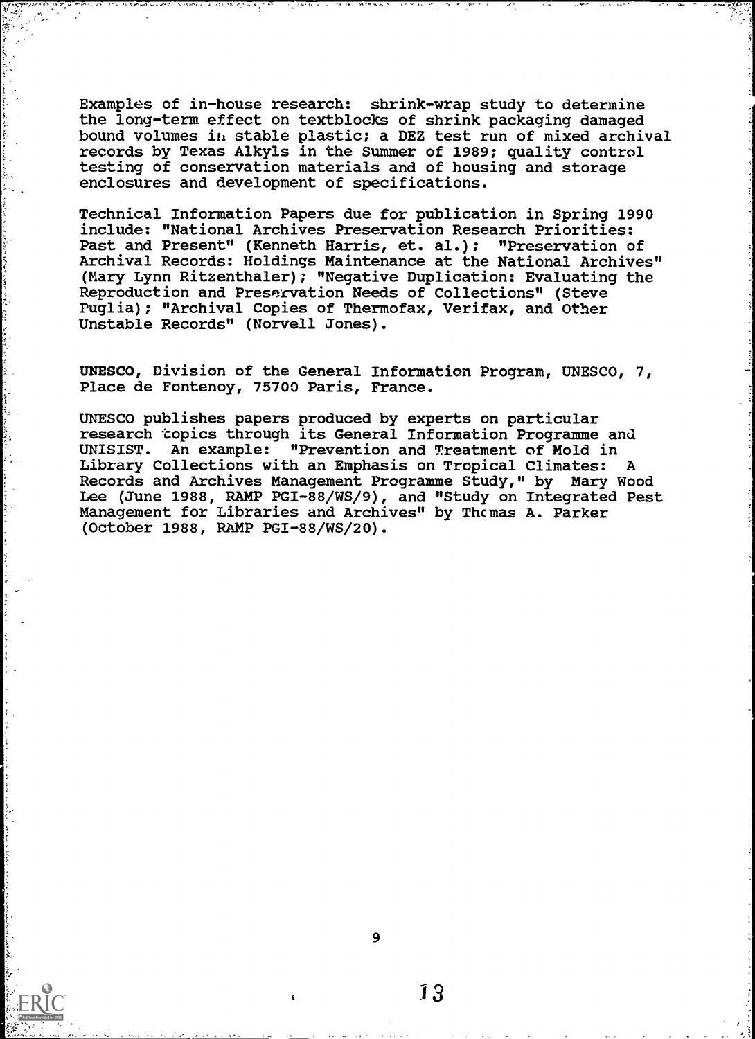Examples of in-house research: shrink-wrap study to determine the long-term effect on textblocks of shrink packaging damaged bound volumes in stable plastic; a DEZ test run of mixed archival records by Texas Alkyls in the Summer of 1989; quality control testing of conservation materials and of housing and storage enclosures and development of specifications.

Technical Information Papers due for publication in Spring 1990 include: "National Archives Preservation Research Priorities: Past and Present" (Kenneth Harris, et. al.); "Preservation of Archival Records: Holdings Maintenance at the National Archives" (Mary Lynn Ritzenthaler); "Negative Duplication: Evaluating the Reproduction and Preservation Needs of Collections" (Steve Puglia); "Archival Copies of Thermofax, Verifax, and Other Unstable Records" (Norvell Jones).

**UNESCO**, Division of the General Information Program, UNESCO, 7, Place de Fontenoy, 75700 Paris, France.

UNESCO publishes papers produced by experts on particular research topics through its General Information Programme and UNISIST. An example: "Prevention and Treatment of Mold in Library Collections with an Emphasis on Tropical Climates: A Records and Archives Management Programme Study," by Mary Wood Lee (June 1988, RAMP PGI-88/WS/9), and "Study on Integrated Pest Management for Libraries and Archives" by Thomas A. Parker (October 1988, RAMP PGI-88/WS/20).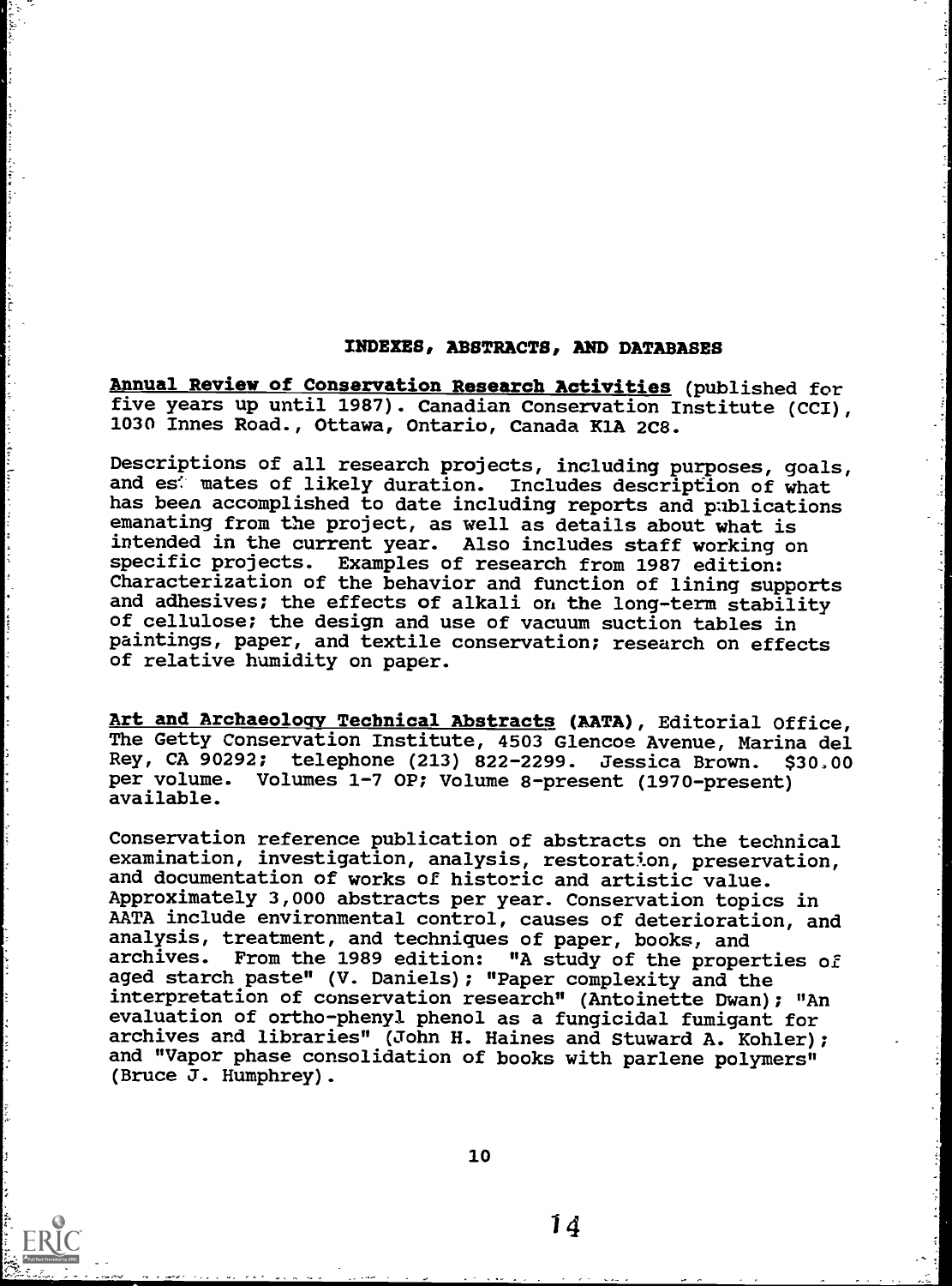## INDEXES, ABSTRACTS, AND DATABASES

**Annual Review of Conservation Research Activities** (published for five years up until 1987). Canadian Conservation Institute (CCI), 1030 Innes Road., Ottawa, Ontario, Canada K1A 2C8.

Descriptions of all research projects, including purposes, goals, and estimates of likely duration. Includes description of what has been accomplished to date including reports and publications emanating from the project, as well as details about what is intended in the current year. Also includes staff working on specific projects. Examples of research from 1987 edition: Characterization of the behavior and function of lining supports and adhesives; the effects of alkali on the long-term stability of cellulose; the design and use of vacuum suction tables in paintings, paper, and textile conservation; research on effects of relative humidity on paper.

**Art and Archaeology Technical Abstracts (AATA)**, Editorial Office, The Getty Conservation Institute, 4503 Glencoe Avenue, Marina del Rey, CA 90292; telephone (213) 822-2299. Jessica Brown. $30.00 per volume. Volumes 1-7 OP; Volume 8-present (1970-present) available.

Conservation reference publication of abstracts on the technical examination, investigation, analysis, restoration, preservation, and documentation of works of historic and artistic value. Approximately 3,000 abstracts per year. Conservation topics in AATA include environmental control, causes of deterioration, and analysis, treatment, and techniques of paper, books, and archives. From the 1989 edition: "A study of the properties of aged starch paste" (V. Daniels); "Paper complexity and the interpretation of conservation research" (Antoinette Dwan); "An evaluation of ortho-phenyl phenol as a fungicidal fumigant for archives and libraries" (John H. Haines and Stuward A. Kohler); and "Vapor phase consolidation of books with parlene polymers" (Bruce J. Humphrey).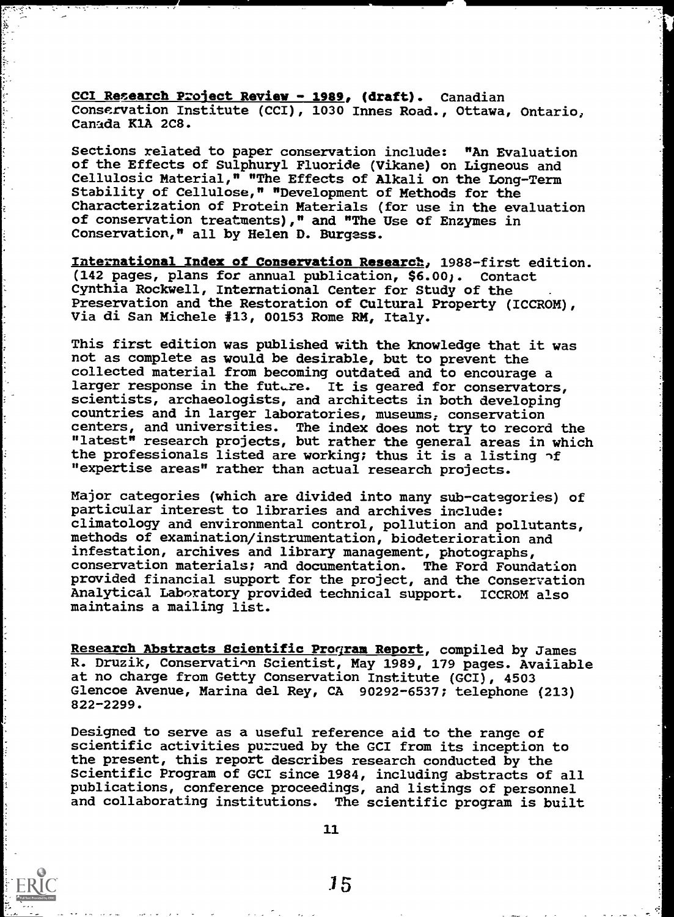**<u>CCI Research Project Review - 1989</u>, (draft).** Canadian Conservation Institute (CCI), 1030 Innes Road., Ottawa, Ontario, Canada K1A 2C8.

Sections related to paper conservation include: "An Evaluation of the Effects of Sulphuryl Fluoride (Vikane) on Ligneous and Cellulosic Material," "The Effects of Alkali on the Long-Term Stability of Cellulose," "Development of Methods for the Characterization of Protein Materials (for use in the evaluation of conservation treatments)," and "The Use of Enzymes in Conservation," all by Helen D. Burgess.

**<u>International Index of Conservation Research</u>**, 1988-first edition. (142 pages, plans for annual publication, $6.00). Contact Cynthia Rockwell, International Center for Study of the Preservation and the Restoration of Cultural Property (ICCROM), Via di San Michele #13, 00153 Rome RM, Italy.

This first edition was published with the knowledge that it was not as complete as would be desirable, but to prevent the collected material from becoming outdated and to encourage a larger response in the future. It is geared for conservators, scientists, archaeologists, and architects in both developing countries and in larger laboratories, museums, conservation centers, and universities. The index does not try to record the "latest" research projects, but rather the general areas in which the professionals listed are working; thus it is a listing of "expertise areas" rather than actual research projects.

Major categories (which are divided into many sub-categories) of particular interest to libraries and archives include: climatology and environmental control, pollution and pollutants, methods of examination/instrumentation, biodeterioration and infestation, archives and library management, photographs, conservation materials; and documentation. The Ford Foundation provided financial support for the project, and the Conservation Analytical Laboratory provided technical support. ICCROM also maintains a mailing list.

**<u>Research Abstracts Scientific Program Report</u>**, compiled by James R. Druzik, Conservation Scientist, May 1989, 179 pages. Available at no charge from Getty Conservation Institute (GCI), 4503 Glencoe Avenue, Marina del Rey, CA 90292-6537; telephone (213) 822-2299.

Designed to serve as a useful reference aid to the range of scientific activities pursued by the GCI from its inception to the present, this report describes research conducted by the Scientific Program of GCI since 1984, including abstracts of all publications, conference proceedings, and listings of personnel and collaborating institutions. The scientific program is built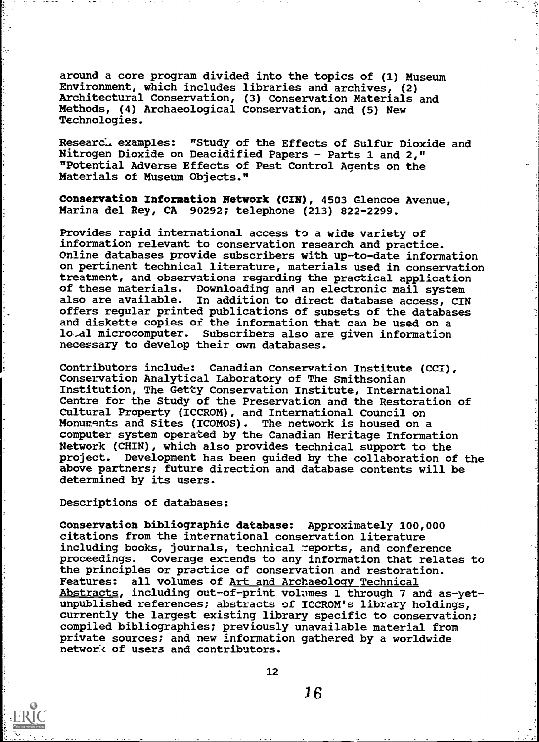around a core program divided into the topics of (1) Museum Environment, which includes libraries and archives, (2) Architectural Conservation, (3) Conservation Materials and Methods, (4) Archaeological Conservation, and (5) New Technologies.

Research examples: "Study of the Effects of Sulfur Dioxide and Nitrogen Dioxide on Deacidified Papers - Parts 1 and 2," "Potential Adverse Effects of Pest Control Agents on the Materials of Museum Objects."

**Conservation Information Network (CIN)**, 4503 Glencoe Avenue, Marina del Rey, CA 90292; telephone (213) 822-2299.

Provides rapid international access to a wide variety of information relevant to conservation research and practice. Online databases provide subscribers with up-to-date information on pertinent technical literature, materials used in conservation treatment, and observations regarding the practical application of these materials. Downloading and an electronic mail system also are available. In addition to direct database access, CIN offers regular printed publications of subsets of the databases and diskette copies of the information that can be used on a local microcomputer. Subscribers also are given information necessary to develop their own databases.

Contributors include: Canadian Conservation Institute (CCI), Conservation Analytical Laboratory of The Smithsonian Institution, The Getty Conservation Institute, International Centre for the Study of the Preservation and the Restoration of Cultural Property (ICCROM), and International Council on Monuments and Sites (ICOMOS). The network is housed on a computer system operated by the Canadian Heritage Information Network (CHIN), which also provides technical support to the project. Development has been guided by the collaboration of the above partners; future direction and database contents will be determined by its users.

Descriptions of databases:

**Conservation bibliographic database:** Approximately 100,000 citations from the international conservation literature including books, journals, technical reports, and conference proceedings. Coverage extends to any information that relates to the principles or practice of conservation and restoration. Features: all volumes of Art and Archaeology Technical Abstracts, including out-of-print volumes 1 through 7 and as-yet-unpublished references; abstracts of ICCROM's library holdings, currently the largest existing library specific to conservation; compiled bibliographies; previously unavailable material from private sources; and new information gathered by a worldwide network of users and contributors.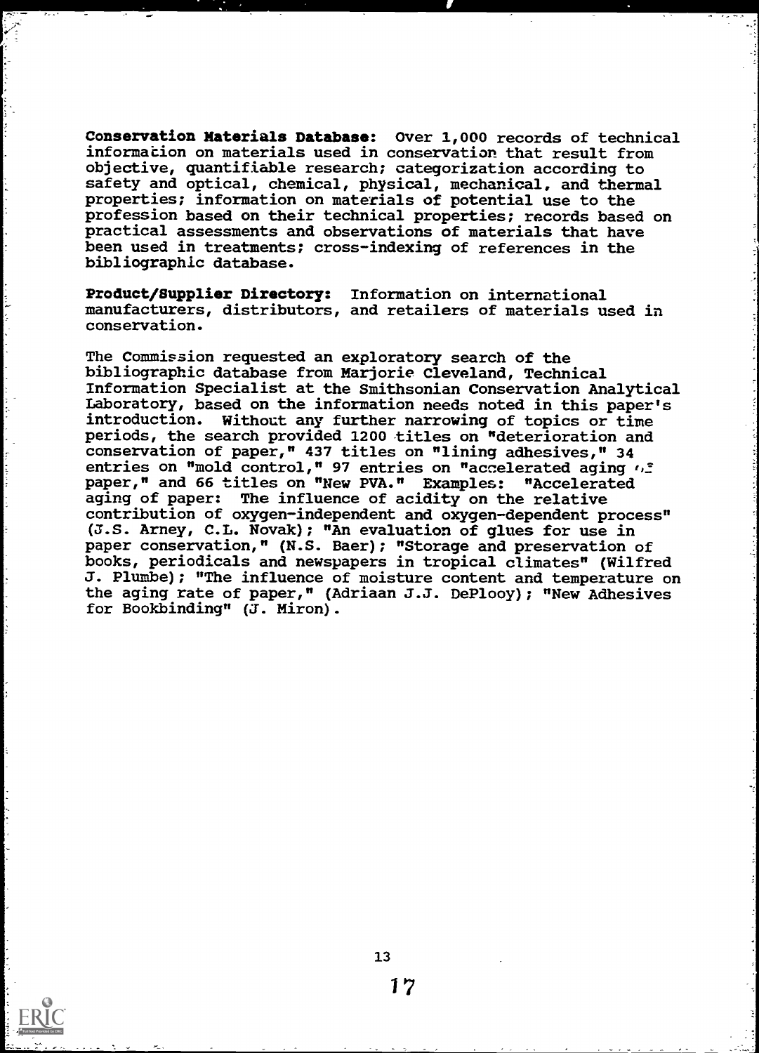**Conservation Materials Database:** Over 1,000 records of technical information on materials used in conservation that result from objective, quantifiable research; categorization according to safety and optical, chemical, physical, mechanical, and thermal properties; information on materials of potential use to the profession based on their technical properties; records based on practical assessments and observations of materials that have been used in treatments; cross-indexing of references in the bibliographic database.

**Product/Supplier Directory:** Information on international manufacturers, distributors, and retailers of materials used in conservation.

The Commission requested an exploratory search of the bibliographic database from Marjorie Cleveland, Technical Information Specialist at the Smithsonian Conservation Analytical Laboratory, based on the information needs noted in this paper's introduction. Without any further narrowing of topics or time periods, the search provided 1200 titles on "deterioration and conservation of paper," 437 titles on "lining adhesives," 34 entries on "mold control," 97 entries on "accelerated aging of paper," and 66 titles on "New PVA." Examples: "Accelerated aging of paper: The influence of acidity on the relative contribution of oxygen-independent and oxygen-dependent process" (J.S. Arney, C.L. Novak); "An evaluation of glues for use in paper conservation," (N.S. Baer); "Storage and preservation of books, periodicals and newspapers in tropical climates" (Wilfred J. Plumbe); "The influence of moisture content and temperature on the aging rate of paper," (Adriaan J.J. DePlooy); "New Adhesives for Bookbinding" (J. Miron).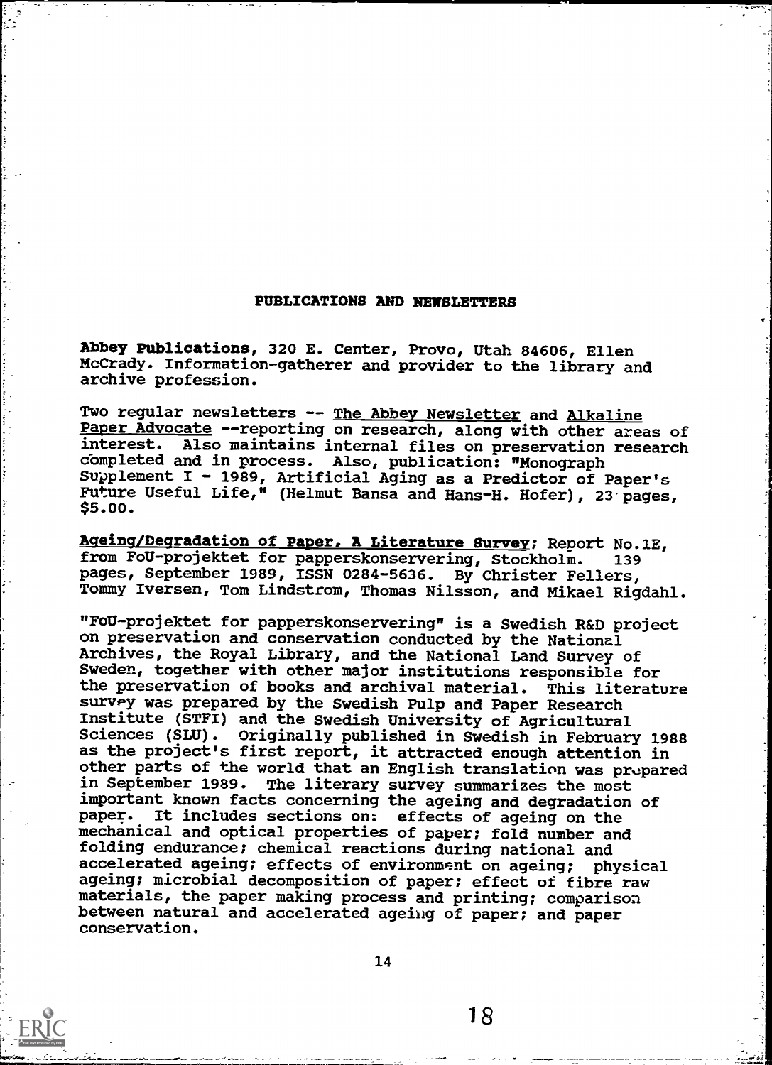## PUBLICATIONS AND NEWSLETTERS

**Abbey Publications**, 320 E. Center, Provo, Utah 84606, Ellen McCrady. Information-gatherer and provider to the library and archive profession.

Two regular newsletters -- The Abbey Newsletter and Alkaline Paper Advocate --reporting on research, along with other areas of interest. Also maintains internal files on preservation research completed and in process. Also, publication: "Monograph Supplement I - 1989, Artificial Aging as a Predictor of Paper's Future Useful Life," (Helmut Bansa and Hans-H. Hofer), 23 pages, $5.00.

**Ageing/Degradation of Paper, A Literature Survey**; Report No.1E, from FoU-projektet for papperskonservering, Stockholm. 139 pages, September 1989, ISSN 0284-5636. By Christer Fellers, Tommy Iversen, Tom Lindstrom, Thomas Nilsson, and Mikael Rigdahl.

"FoU-projektet for papperskonservering" is a Swedish R&D project on preservation and conservation conducted by the National Archives, the Royal Library, and the National Land Survey of Sweden, together with other major institutions responsible for the preservation of books and archival material. This literature survey was prepared by the Swedish Pulp and Paper Research Institute (STFI) and the Swedish University of Agricultural Sciences (SLU). Originally published in Swedish in February 1988 as the project's first report, it attracted enough attention in other parts of the world that an English translation was prepared in September 1989. The literary survey summarizes the most important known facts concerning the ageing and degradation of paper. It includes sections on: effects of ageing on the mechanical and optical properties of paper; fold number and folding endurance; chemical reactions during national and accelerated ageing; effects of environment on ageing; physical ageing; microbial decomposition of paper; effect of fibre raw materials, the paper making process and printing; comparison between natural and accelerated ageing of paper; and paper conservation.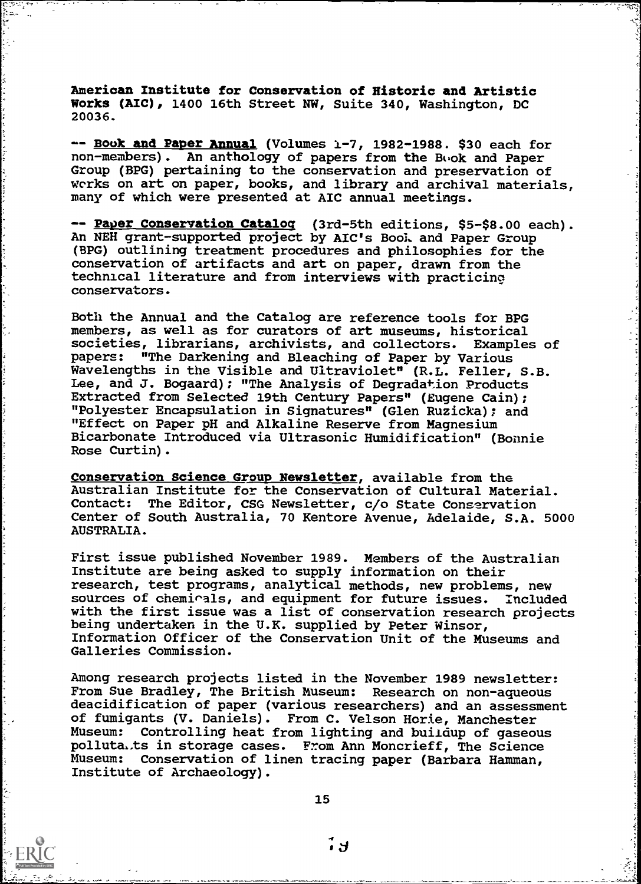**American Institute for Conservation of Historic and Artistic Works (AIC)**, 1400 16th Street NW, Suite 340, Washington, DC 20036.

-- **Book and Paper Annual** (Volumes 1-7, 1982-1988. $30 each for non-members). An anthology of papers from the Book and Paper Group (BPG) pertaining to the conservation and preservation of works on art on paper, books, and library and archival materials, many of which were presented at AIC annual meetings.

-- **Paper Conservation Catalog** (3rd-5th editions, $5-$8.00 each). An NEH grant-supported project by AIC's Book and Paper Group (BPG) outlining treatment procedures and philosophies for the conservation of artifacts and art on paper, drawn from the technical literature and from interviews with practicing conservators.

Both the Annual and the Catalog are reference tools for BPG members, as well as for curators of art museums, historical societies, librarians, archivists, and collectors. Examples of papers: "The Darkening and Bleaching of Paper by Various Wavelengths in the Visible and Ultraviolet" (R.L. Feller, S.B. Lee, and J. Bogaard); "The Analysis of Degradation Products Extracted from Selected 19th Century Papers" (Eugene Cain); "Polyester Encapsulation in Signatures" (Glen Ruzicka); and "Effect on Paper pH and Alkaline Reserve from Magnesium Bicarbonate Introduced via Ultrasonic Humidification" (Bonnie Rose Curtin).

**Conservation Science Group Newsletter**, available from the Australian Institute for the Conservation of Cultural Material. Contact: The Editor, CSG Newsletter, c/o State Conservation Center of South Australia, 70 Kentore Avenue, Adelaide, S.A. 5000 AUSTRALIA.

First issue published November 1989. Members of the Australian Institute are being asked to supply information on their research, test programs, analytical methods, new problems, new sources of chemicals, and equipment for future issues. Included with the first issue was a list of conservation research projects being undertaken in the U.K. supplied by Peter Winsor, Information Officer of the Conservation Unit of the Museums and Galleries Commission.

Among research projects listed in the November 1989 newsletter: From Sue Bradley, The British Museum: Research on non-aqueous deacidification of paper (various researchers) and an assessment of fumigants (V. Daniels). From C. Velson Horie, Manchester Museum: Controlling heat from lighting and buildup of gaseous pollutants in storage cases. From Ann Moncrieff, The Science Museum: Conservation of linen tracing paper (Barbara Hamman, Institute of Archaeology).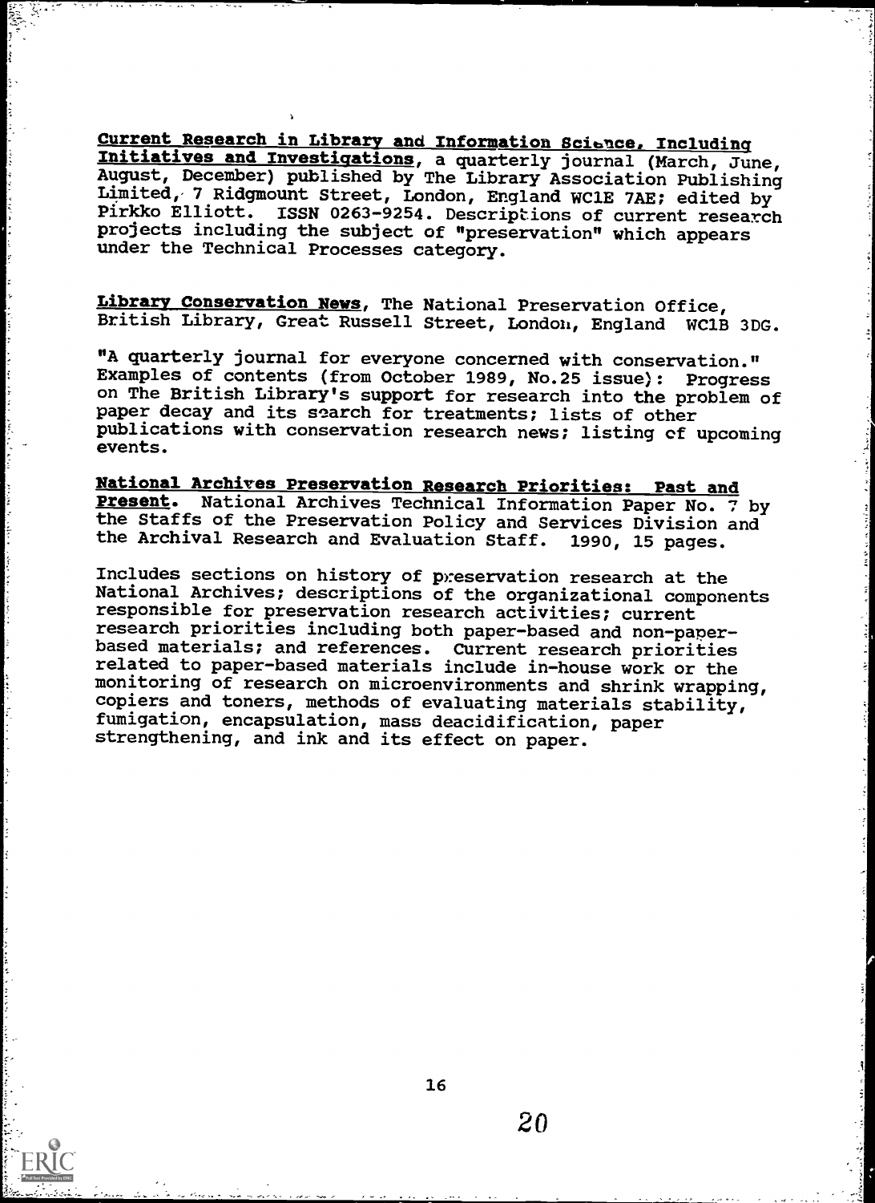**Current Research in Library and Information Science, Including Initiatives and Investigations**, a quarterly journal (March, June, August, December) published by The Library Association Publishing Limited, 7 Ridgmount Street, London, England WC1E 7AE; edited by Pirkko Elliott. ISSN 0263-9254. Descriptions of current research projects including the subject of "preservation" which appears under the Technical Processes category.

**Library Conservation News**, The National Preservation Office, British Library, Great Russell Street, London, England WC1B 3DG.

"A quarterly journal for everyone concerned with conservation." Examples of contents (from October 1989, No.25 issue): Progress on The British Library's support for research into the problem of paper decay and its search for treatments; lists of other publications with conservation research news; listing of upcoming events.

**National Archives Preservation Research Priorities: Past and Present.** National Archives Technical Information Paper No. 7 by the Staffs of the Preservation Policy and Services Division and the Archival Research and Evaluation Staff. 1990, 15 pages.

Includes sections on history of preservation research at the National Archives; descriptions of the organizational components responsible for preservation research activities; current research priorities including both paper-based and non-paper-based materials; and references. Current research priorities related to paper-based materials include in-house work or the monitoring of research on microenvironments and shrink wrapping, copiers and toners, methods of evaluating materials stability, fumigation, encapsulation, mass deacidification, paper strengthening, and ink and its effect on paper.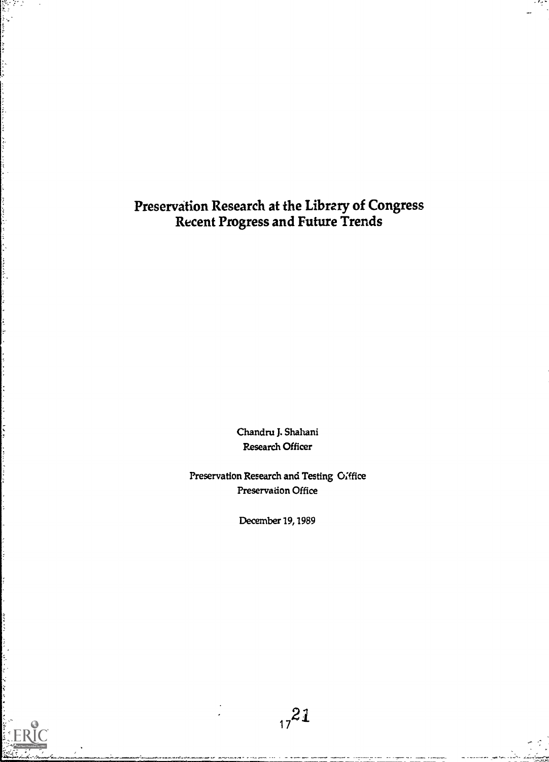# Preservation Research at the Library of Congress
# Recent Progress and Future Trends

Chandru J. Shahani
Research Officer

Preservation Research and Testing Office
Preservation Office

December 19, 1989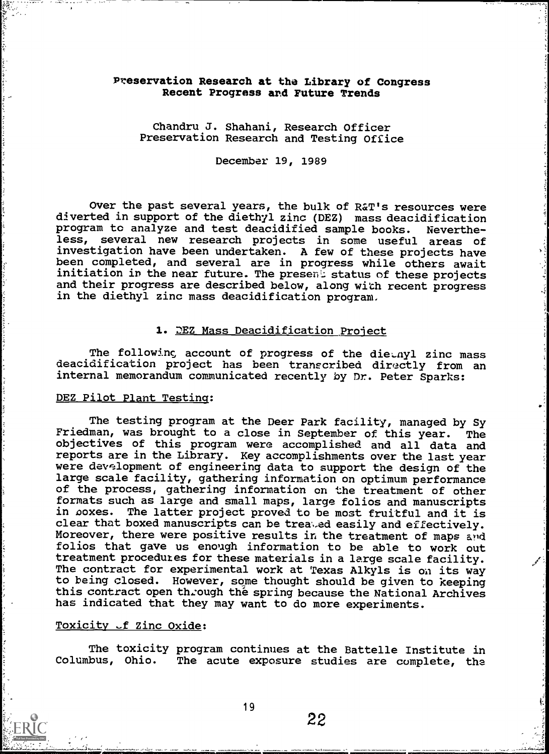## Preservation Research at the Library of Congress
## Recent Progress and Future Trends

Chandru J. Shahani, Research Officer
Preservation Research and Testing Office

December 19, 1989

Over the past several years, the bulk of R&T's resources were diverted in support of the diethyl zinc (DEZ) mass deacidification program to analyze and test deacidified sample books. Nevertheless, several new research projects in some useful areas of investigation have been undertaken. A few of these projects have been completed, and several are in progress while others await initiation in the near future. The present status of these projects and their progress are described below, along with recent progress in the diethyl zinc mass deacidification program.

### 1. DEZ Mass Deacidification Project

The following account of progress of the diethyl zinc mass deacidification project has been transcribed directly from an internal memorandum communicated recently by Dr. Peter Sparks:

#### DEZ Pilot Plant Testing:

The testing program at the Deer Park facility, managed by Sy Friedman, was brought to a close in September of this year. The objectives of this program were accomplished and all data and reports are in the Library. Key accomplishments over the last year were development of engineering data to support the design of the large scale facility, gathering information on optimum performance of the process, gathering information on the treatment of other formats such as large and small maps, large folios and manuscripts in boxes. The latter project proved to be most fruitful and it is clear that boxed manuscripts can be treated easily and effectively. Moreover, there were positive results in the treatment of maps and folios that gave us enough information to be able to work out treatment procedures for these materials in a large scale facility. The contract for experimental work at Texas Alkyls is on its way to being closed. However, some thought should be given to keeping this contract open through the spring because the National Archives has indicated that they may want to do more experiments.

#### Toxicity of Zinc Oxide:

The toxicity program continues at the Battelle Institute in Columbus, Ohio. The acute exposure studies are complete, the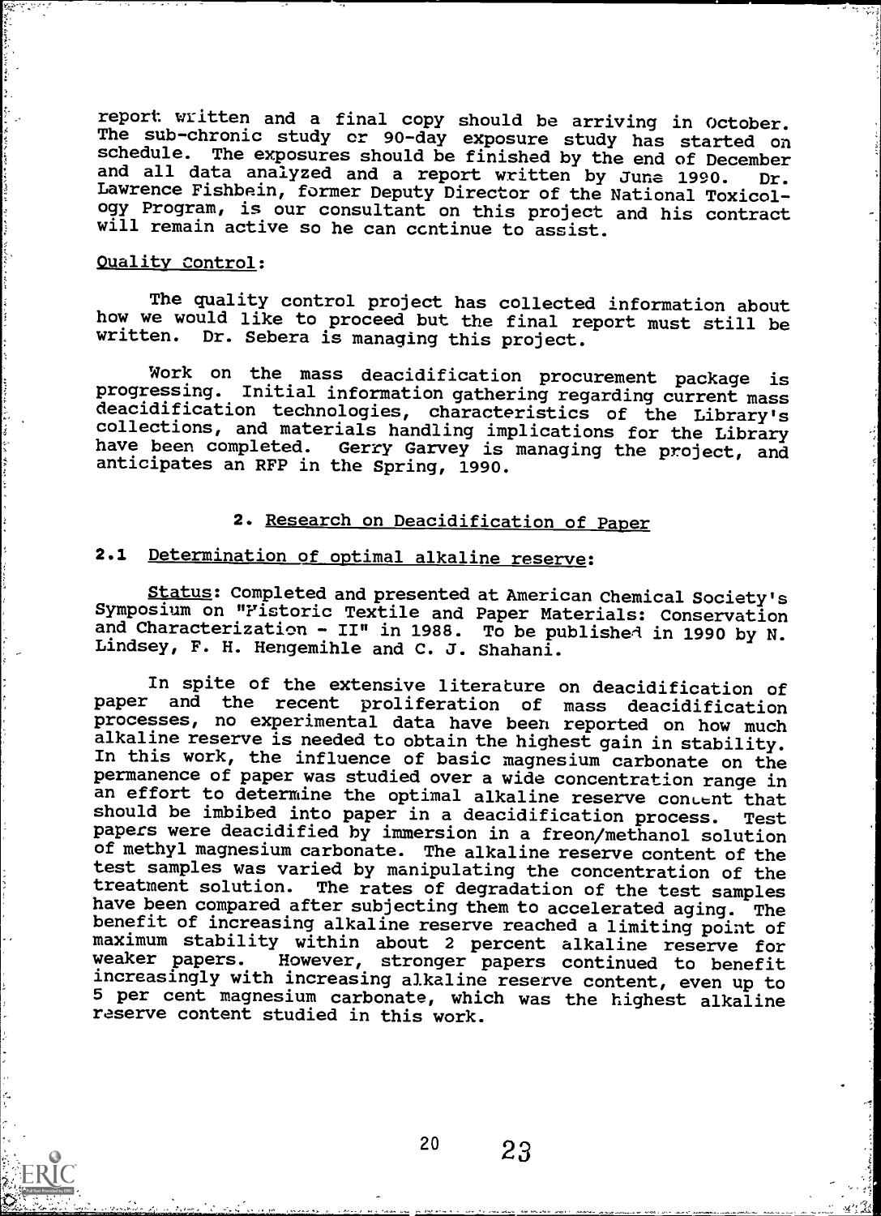report written and a final copy should be arriving in October. The sub-chronic study or 90-day exposure study has started on schedule. The exposures should be finished by the end of December and all data analyzed and a report written by June 1990. Dr. Lawrence Fishbein, former Deputy Director of the National Toxicology Program, is our consultant on this project and his contract will remain active so he can continue to assist.

Quality Control:

The quality control project has collected information about how we would like to proceed but the final report must still be written. Dr. Sebera is managing this project.

Work on the mass deacidification procurement package is progressing. Initial information gathering regarding current mass deacidification technologies, characteristics of the Library's collections, and materials handling implications for the Library have been completed. Gerry Garvey is managing the project, and anticipates an RFP in the Spring, 1990.

## 2. Research on Deacidification of Paper

### 2.1 Determination of optimal alkaline reserve:

Status: Completed and presented at American Chemical Society's Symposium on "Historic Textile and Paper Materials: Conservation and Characterization - II" in 1988. To be published in 1990 by N. Lindsey, F. H. Hengemihle and C. J. Shahani.

In spite of the extensive literature on deacidification of paper and the recent proliferation of mass deacidification processes, no experimental data have been reported on how much alkaline reserve is needed to obtain the highest gain in stability. In this work, the influence of basic magnesium carbonate on the permanence of paper was studied over a wide concentration range in an effort to determine the optimal alkaline reserve content that should be imbibed into paper in a deacidification process. Test papers were deacidified by immersion in a freon/methanol solution of methyl magnesium carbonate. The alkaline reserve content of the test samples was varied by manipulating the concentration of the treatment solution. The rates of degradation of the test samples have been compared after subjecting them to accelerated aging. The benefit of increasing alkaline reserve reached a limiting point of maximum stability within about 2 percent alkaline reserve for weaker papers. However, stronger papers continued to benefit increasingly with increasing alkaline reserve content, even up to 5 per cent magnesium carbonate, which was the highest alkaline reserve content studied in this work.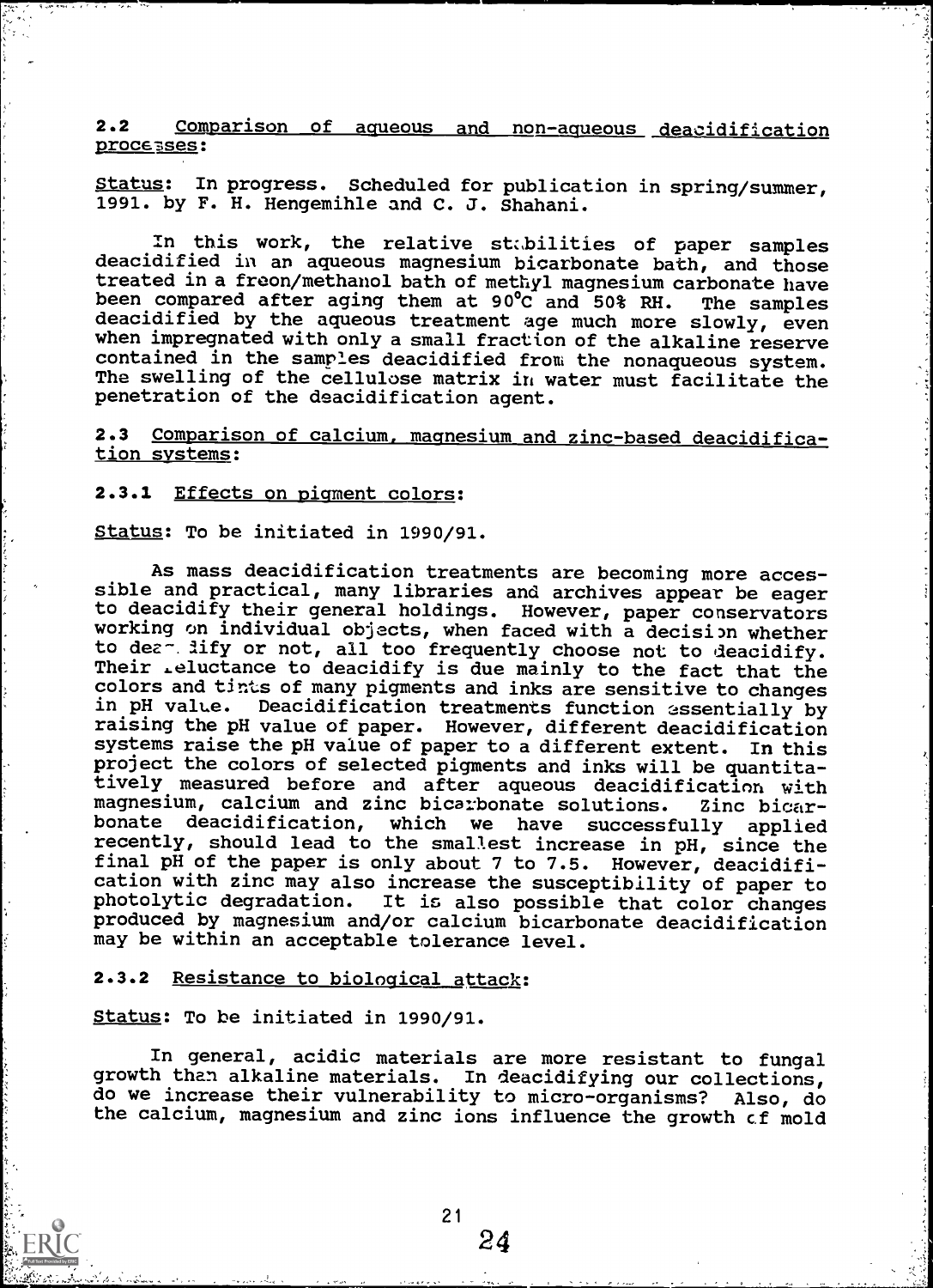**2.2 Comparison of aqueous and non-aqueous deacidification processes:**

Status: In progress. Scheduled for publication in spring/summer, 1991. by F. H. Hengemihle and C. J. Shahani.

In this work, the relative stabilities of paper samples deacidified in an aqueous magnesium bicarbonate bath, and those treated in a freon/methanol bath of methyl magnesium carbonate have been compared after aging them at 90°C and 50% RH. The samples deacidified by the aqueous treatment age much more slowly, even when impregnated with only a small fraction of the alkaline reserve contained in the samples deacidified from the nonaqueous system. The swelling of the cellulose matrix in water must facilitate the penetration of the deacidification agent.

**2.3 Comparison of calcium, magnesium and zinc-based deacidification systems:**

**2.3.1 Effects on pigment colors:**

Status: To be initiated in 1990/91.

As mass deacidification treatments are becoming more accessible and practical, many libraries and archives appear be eager to deacidify their general holdings. However, paper conservators working on individual objects, when faced with a decision whether to deacidify or not, all too frequently choose not to deacidify. Their reluctance to deacidify is due mainly to the fact that the colors and tints of many pigments and inks are sensitive to changes in pH value. Deacidification treatments function essentially by raising the pH value of paper. However, different deacidification systems raise the pH value of paper to a different extent. In this project the colors of selected pigments and inks will be quantitatively measured before and after aqueous deacidification with magnesium, calcium and zinc bicarbonate solutions. Zinc bicarbonate deacidification, which we have successfully applied recently, should lead to the smallest increase in pH, since the final pH of the paper is only about 7 to 7.5. However, deacidification with zinc may also increase the susceptibility of paper to photolytic degradation. It is also possible that color changes produced by magnesium and/or calcium bicarbonate deacidification may be within an acceptable tolerance level.

**2.3.2 Resistance to biological attack:**

Status: To be initiated in 1990/91.

In general, acidic materials are more resistant to fungal growth than alkaline materials. In deacidifying our collections, do we increase their vulnerability to micro-organisms? Also, do the calcium, magnesium and zinc ions influence the growth of mold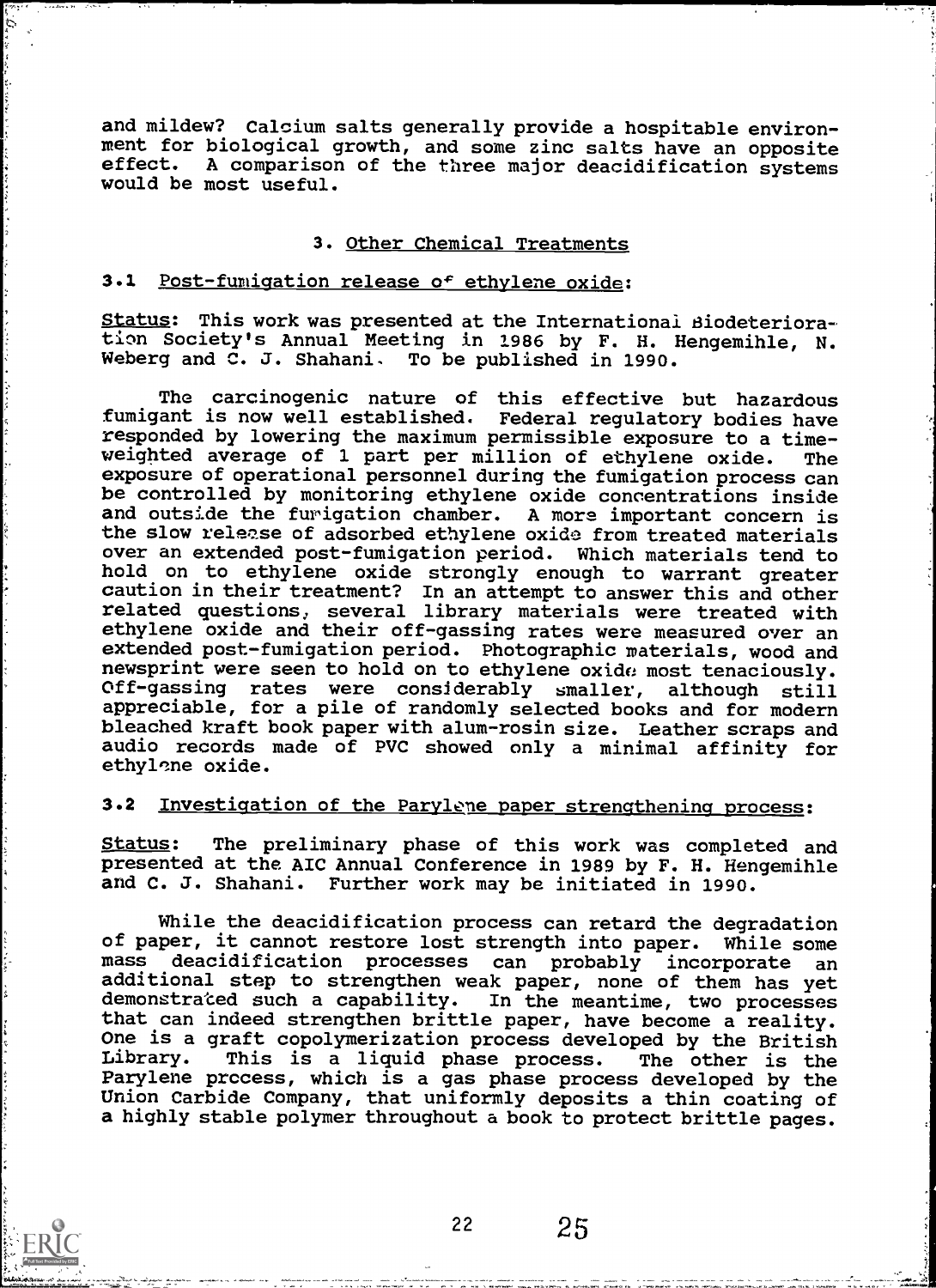and mildew? Calcium salts generally provide a hospitable environment for biological growth, and some zinc salts have an opposite effect. A comparison of the three major deacidification systems would be most useful.

## 3. Other Chemical Treatments

### 3.1 Post-fumigation release of ethylene oxide:

Status: This work was presented at the International Biodeterioration Society's Annual Meeting in 1986 by F. H. Hengemihle, N. Weberg and C. J. Shahani. To be published in 1990.

The carcinogenic nature of this effective but hazardous fumigant is now well established. Federal regulatory bodies have responded by lowering the maximum permissible exposure to a time-weighted average of 1 part per million of ethylene oxide. The exposure of operational personnel during the fumigation process can be controlled by monitoring ethylene oxide concentrations inside and outside the fumigation chamber. A more important concern is the slow release of adsorbed ethylene oxide from treated materials over an extended post-fumigation period. Which materials tend to hold on to ethylene oxide strongly enough to warrant greater caution in their treatment? In an attempt to answer this and other related questions, several library materials were treated with ethylene oxide and their off-gassing rates were measured over an extended post-fumigation period. Photographic materials, wood and newsprint were seen to hold on to ethylene oxide most tenaciously. Off-gassing rates were considerably smaller, although still appreciable, for a pile of randomly selected books and for modern bleached kraft book paper with alum-rosin size. Leather scraps and audio records made of PVC showed only a minimal affinity for ethylene oxide.

### 3.2 Investigation of the Parylene paper strengthening process:

Status: The preliminary phase of this work was completed and presented at the AIC Annual Conference in 1989 by F. H. Hengemihle and C. J. Shahani. Further work may be initiated in 1990.

While the deacidification process can retard the degradation of paper, it cannot restore lost strength into paper. While some mass deacidification processes can probably incorporate an additional step to strengthen weak paper, none of them has yet demonstrated such a capability. In the meantime, two processes that can indeed strengthen brittle paper, have become a reality. One is a graft copolymerization process developed by the British Library. This is a liquid phase process. The other is the Parylene process, which is a gas phase process developed by the Union Carbide Company, that uniformly deposits a thin coating of a highly stable polymer throughout a book to protect brittle pages.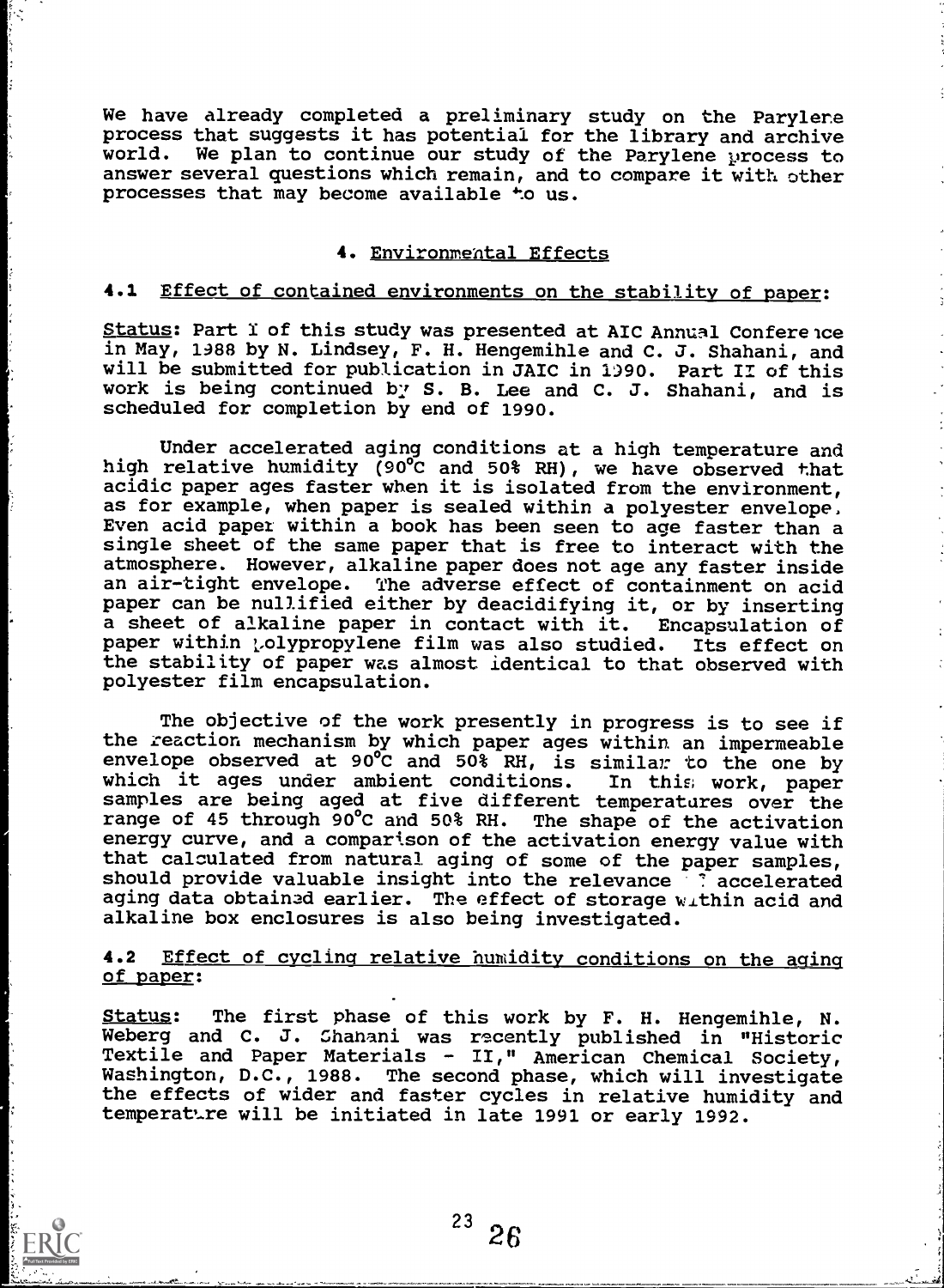We have already completed a preliminary study on the Parylene process that suggests it has potential for the library and archive world. We plan to continue our study of the Parylene process to answer several questions which remain, and to compare it with other processes that may become available to us.

## 4. Environmental Effects

### 4.1 Effect of contained environments on the stability of paper:

Status: Part I of this study was presented at AIC Annual Conference in May, 1988 by N. Lindsey, F. H. Hengemihle and C. J. Shahani, and will be submitted for publication in JAIC in 1990. Part II of this work is being continued by S. B. Lee and C. J. Shahani, and is scheduled for completion by end of 1990.

Under accelerated aging conditions at a high temperature and high relative humidity (90°C and 50% RH), we have observed that acidic paper ages faster when it is isolated from the environment, as for example, when paper is sealed within a polyester envelope. Even acid paper within a book has been seen to age faster than a single sheet of the same paper that is free to interact with the atmosphere. However, alkaline paper does not age any faster inside an air-tight envelope. The adverse effect of containment on acid paper can be nullified either by deacidifying it, or by inserting a sheet of alkaline paper in contact with it. Encapsulation of paper within polypropylene film was also studied. Its effect on the stability of paper was almost identical to that observed with polyester film encapsulation.

The objective of the work presently in progress is to see if the reaction mechanism by which paper ages within an impermeable envelope observed at 90°C and 50% RH, is similar to the one by which it ages under ambient conditions. In this work, paper samples are being aged at five different temperatures over the range of 45 through 90°C and 50% RH. The shape of the activation energy curve, and a comparison of the activation energy value with that calculated from natural aging of some of the paper samples, should provide valuable insight into the relevance of accelerated aging data obtained earlier. The effect of storage within acid and alkaline box enclosures is also being investigated.

### 4.2 Effect of cycling relative humidity conditions on the aging of paper:

Status: The first phase of this work by F. H. Hengemihle, N. Weberg and C. J. Shahani was recently published in "Historic Textile and Paper Materials - II," American Chemical Society, Washington, D.C., 1988. The second phase, which will investigate the effects of wider and faster cycles in relative humidity and temperature will be initiated in late 1991 or early 1992.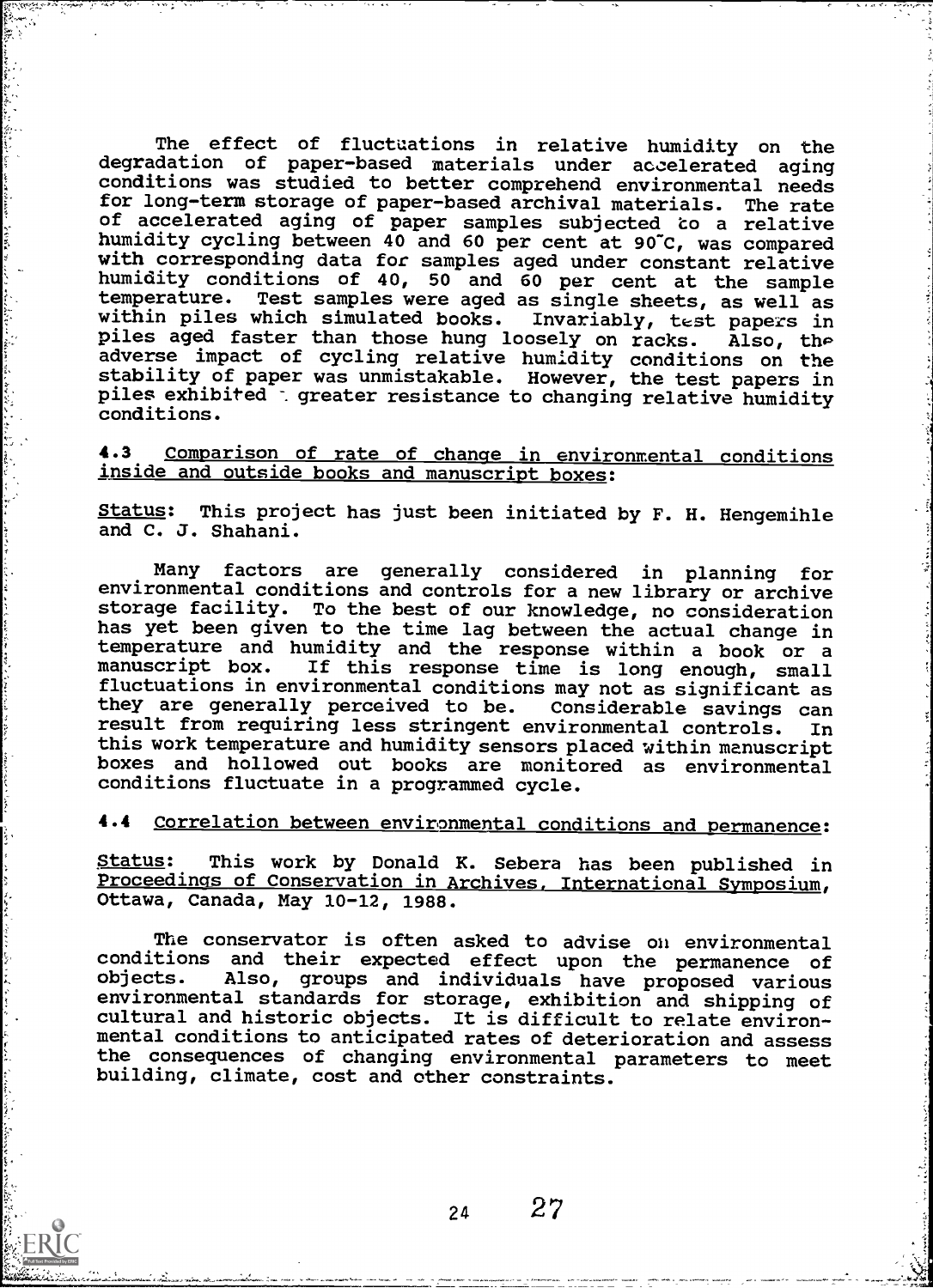The effect of fluctuations in relative humidity on the degradation of paper-based materials under accelerated aging conditions was studied to better comprehend environmental needs for long-term storage of paper-based archival materials. The rate of accelerated aging of paper samples subjected to a relative humidity cycling between 40 and 60 per cent at 90°C, was compared with corresponding data for samples aged under constant relative humidity conditions of 40, 50 and 60 per cent at the sample temperature. Test samples were aged as single sheets, as well as within piles which simulated books. Invariably, test papers in piles aged faster than those hung loosely on racks. Also, the adverse impact of cycling relative humidity conditions on the stability of paper was unmistakable. However, the test papers in piles exhibited a greater resistance to changing relative humidity conditions.

## 4.3 Comparison of rate of change in environmental conditions inside and outside books and manuscript boxes:

Status: This project has just been initiated by F. H. Hengemihle and C. J. Shahani.

Many factors are generally considered in planning for environmental conditions and controls for a new library or archive storage facility. To the best of our knowledge, no consideration has yet been given to the time lag between the actual change in temperature and humidity and the response within a book or a manuscript box. If this response time is long enough, small fluctuations in environmental conditions may not as significant as they are generally perceived to be. Considerable savings can result from requiring less stringent environmental controls. In this work temperature and humidity sensors placed within manuscript boxes and hollowed out books are monitored as environmental conditions fluctuate in a programmed cycle.

## 4.4 Correlation between environmental conditions and permanence:

Status: This work by Donald K. Sebera has been published in Proceedings of Conservation in Archives, International Symposium, Ottawa, Canada, May 10-12, 1988.

The conservator is often asked to advise on environmental conditions and their expected effect upon the permanence of objects. Also, groups and individuals have proposed various environmental standards for storage, exhibition and shipping of cultural and historic objects. It is difficult to relate environmental conditions to anticipated rates of deterioration and assess the consequences of changing environmental parameters to meet building, climate, cost and other constraints.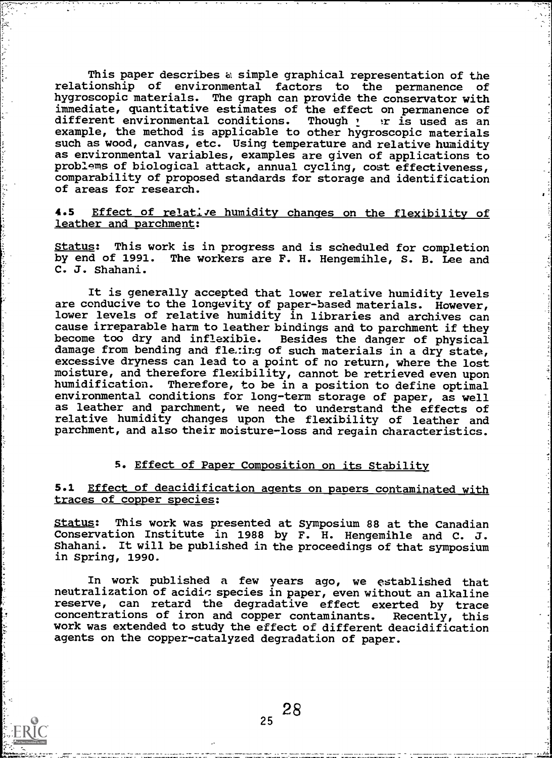This paper describes a simple graphical representation of the relationship of environmental factors to the permanence of hygroscopic materials. The graph can provide the conservator with immediate, quantitative estimates of the effect on permanence of different environmental conditions. Though paper is used as an example, the method is applicable to other hygroscopic materials such as wood, canvas, etc. Using temperature and relative humidity as environmental variables, examples are given of applications to problems of biological attack, annual cycling, cost effectiveness, comparability of proposed standards for storage and identification of areas for research.

**4.5** <u>Effect of relative humidity changes on the flexibility of leather and parchment:</u>

<u>Status</u>: This work is in progress and is scheduled for completion by end of 1991. The workers are F. H. Hengemihle, S. B. Lee and C. J. Shahani.

It is generally accepted that lower relative humidity levels are conducive to the longevity of paper-based materials. However, lower levels of relative humidity in libraries and archives can cause irreparable harm to leather bindings and to parchment if they become too dry and inflexible. Besides the danger of physical damage from bending and flexing of such materials in a dry state, excessive dryness can lead to a point of no return, where the lost moisture, and therefore flexibility, cannot be retrieved even upon humidification. Therefore, to be in a position to define optimal environmental conditions for long-term storage of paper, as well as leather and parchment, we need to understand the effects of relative humidity changes upon the flexibility of leather and parchment, and also their moisture-loss and regain characteristics.

## 5. <u>Effect of Paper Composition on its Stability</u>

**5.1** <u>Effect of deacidification agents on papers contaminated with traces of copper species:</u>

<u>Status</u>: This work was presented at Symposium 88 at the Canadian Conservation Institute in 1988 by F. H. Hengemihle and C. J. Shahani. It will be published in the proceedings of that symposium in Spring, 1990.

In work published a few years ago, we established that neutralization of acidic species in paper, even without an alkaline reserve, can retard the degradative effect exerted by trace concentrations of iron and copper contaminants. Recently, this work was extended to study the effect of different deacidification agents on the copper-catalyzed degradation of paper.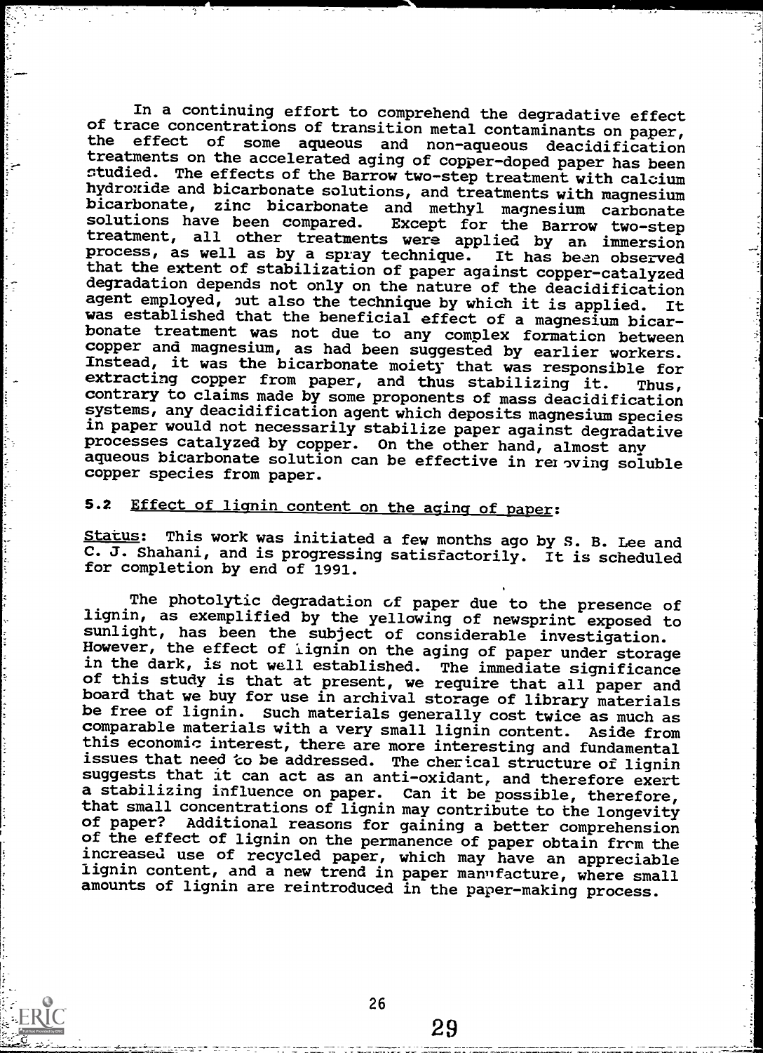In a continuing effort to comprehend the degradative effect of trace concentrations of transition metal contaminants on paper, the effect of some aqueous and non-aqueous deacidification treatments on the accelerated aging of copper-doped paper has been studied. The effects of the Barrow two-step treatment with calcium hydroxide and bicarbonate solutions, and treatments with magnesium bicarbonate, zinc bicarbonate and methyl magnesium carbonate solutions have been compared. Except for the Barrow two-step treatment, all other treatments were applied by an immersion process, as well as by a spray technique. It has been observed that the extent of stabilization of paper against copper-catalyzed degradation depends not only on the nature of the deacidification agent employed, but also the technique by which it is applied. It was established that the beneficial effect of a magnesium bicarbonate treatment was not due to any complex formation between copper and magnesium, as had been suggested by earlier workers. Instead, it was the bicarbonate moiety that was responsible for extracting copper from paper, and thus stabilizing it. Thus, contrary to claims made by some proponents of mass deacidification systems, any deacidification agent which deposits magnesium species in paper would not necessarily stabilize paper against degradative processes catalyzed by copper. On the other hand, almost any aqueous bicarbonate solution can be effective in removing soluble copper species from paper.

## 5.2 Effect of lignin content on the aging of paper:

Status: This work was initiated a few months ago by S. B. Lee and C. J. Shahani, and is progressing satisfactorily. It is scheduled for completion by end of 1991.

The photolytic degradation of paper due to the presence of lignin, as exemplified by the yellowing of newsprint exposed to sunlight, has been the subject of considerable investigation. However, the effect of lignin on the aging of paper under storage in the dark, is not well established. The immediate significance of this study is that at present, we require that all paper and board that we buy for use in archival storage of library materials be free of lignin. Such materials generally cost twice as much as comparable materials with a very small lignin content. Aside from this economic interest, there are more interesting and fundamental issues that need to be addressed. The chemical structure of lignin suggests that it can act as an anti-oxidant, and therefore exert a stabilizing influence on paper. Can it be possible, therefore, that small concentrations of lignin may contribute to the longevity of paper? Additional reasons for gaining a better comprehension of the effect of lignin on the permanence of paper obtain from the increased use of recycled paper, which may have an appreciable lignin content, and a new trend in paper manufacture, where small amounts of lignin are reintroduced in the paper-making process.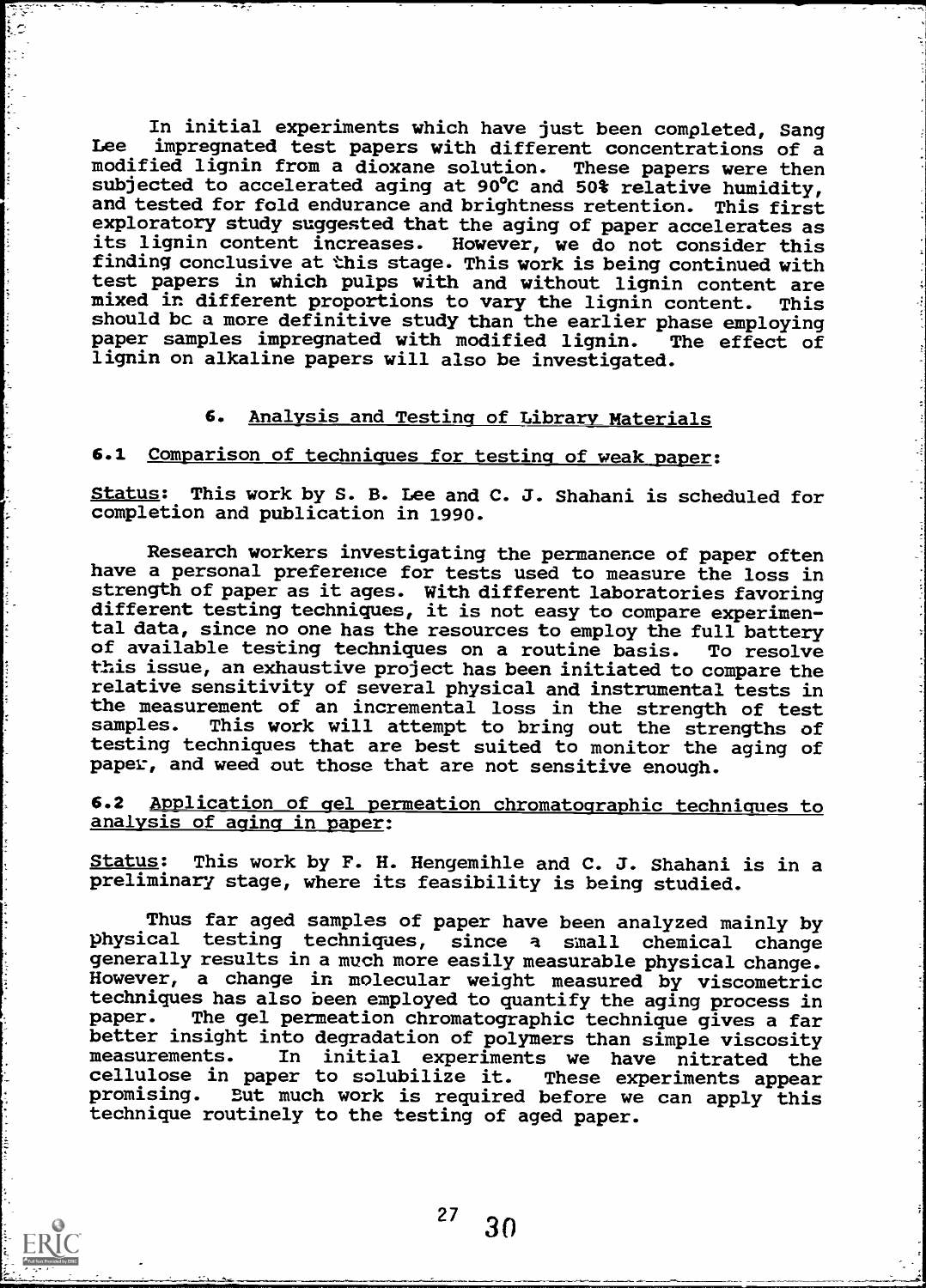In initial experiments which have just been completed, Sang Lee impregnated test papers with different concentrations of a modified lignin from a dioxane solution. These papers were then subjected to accelerated aging at 90°C and 50% relative humidity, and tested for fold endurance and brightness retention. This first exploratory study suggested that the aging of paper accelerates as its lignin content increases. However, we do not consider this finding conclusive at this stage. This work is being continued with test papers in which pulps with and without lignin content are mixed in different proportions to vary the lignin content. This should be a more definitive study than the earlier phase employing paper samples impregnated with modified lignin. The effect of lignin on alkaline papers will also be investigated.

## 6. Analysis and Testing of Library Materials

### 6.1 Comparison of techniques for testing of weak paper:

Status: This work by S. B. Lee and C. J. Shahani is scheduled for completion and publication in 1990.

Research workers investigating the permanence of paper often have a personal preference for tests used to measure the loss in strength of paper as it ages. With different laboratories favoring different testing techniques, it is not easy to compare experimental data, since no one has the resources to employ the full battery of available testing techniques on a routine basis. To resolve this issue, an exhaustive project has been initiated to compare the relative sensitivity of several physical and instrumental tests in the measurement of an incremental loss in the strength of test samples. This work will attempt to bring out the strengths of testing techniques that are best suited to monitor the aging of paper, and weed out those that are not sensitive enough.

### 6.2 Application of gel permeation chromatographic techniques to analysis of aging in paper:

Status: This work by F. H. Hengemihle and C. J. Shahani is in a preliminary stage, where its feasibility is being studied.

Thus far aged samples of paper have been analyzed mainly by physical testing techniques, since a small chemical change generally results in a much more easily measurable physical change. However, a change in molecular weight measured by viscometric techniques has also been employed to quantify the aging process in paper. The gel permeation chromatographic technique gives a far better insight into degradation of polymers than simple viscosity measurements. In initial experiments we have nitrated the cellulose in paper to solubilize it. These experiments appear promising. But much work is required before we can apply this technique routinely to the testing of aged paper.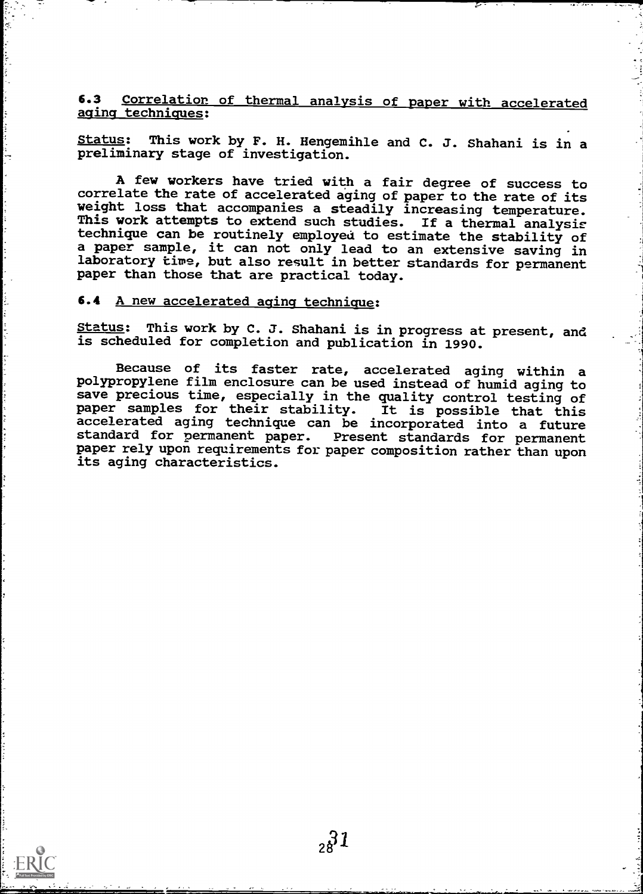### 6.3 Correlation of thermal analysis of paper with accelerated aging techniques:

Status: This work by F. H. Hengemihle and C. J. Shahani is in a preliminary stage of investigation.

A few workers have tried with a fair degree of success to correlate the rate of accelerated aging of paper to the rate of its weight loss that accompanies a steadily increasing temperature. This work attempts to extend such studies. If a thermal analysis technique can be routinely employed to estimate the stability of a paper sample, it can not only lead to an extensive saving in laboratory time, but also result in better standards for permanent paper than those that are practical today.

### 6.4 A new accelerated aging technique:

Status: This work by C. J. Shahani is in progress at present, and is scheduled for completion and publication in 1990.

Because of its faster rate, accelerated aging within a polypropylene film enclosure can be used instead of humid aging to save precious time, especially in the quality control testing of paper samples for their stability. It is possible that this accelerated aging technique can be incorporated into a future standard for permanent paper. Present standards for permanent paper rely upon requirements for paper composition rather than upon its aging characteristics.